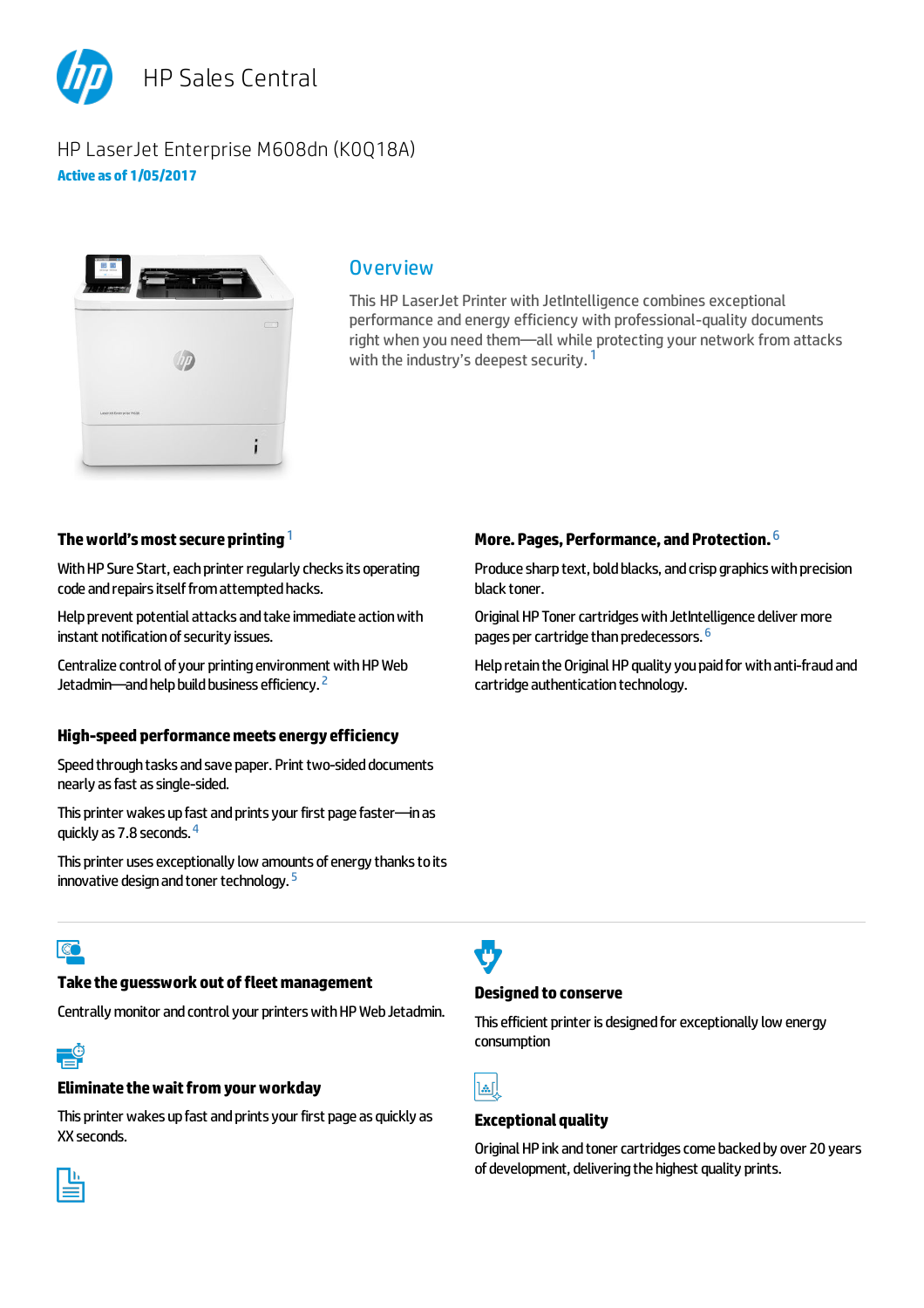# HP Sales Central

## HP LaserJet Enterprise M608dn (K0Q18A)

**Active as of 1/05/2017**

## Overview

This HP LaserJet Printer with JetIntelligence combines exceptional performance and energy efficiency with professional-quality documents right when you need them—all while protecting your network from attacks with the industry's deepest security. [1]

### The world's most secure printing [1]

With HP Sure Start, each printer regularly checks its operating code and repairs itself from attempted hacks.

Help prevent potential attacks and take immediate action with instant notification of security issues.

Centralize control of your printing environment with HP Web Jetadmin—and help build business efficiency. [2]

### High-speed performance meets energy efficiency

Speed through tasks and save paper. Print two-sided documents nearly as fast as single-sided.

This printer wakes up fast and prints your first page faster—in as quickly as 7.8 seconds. [4]

This printer uses exceptionally low amounts of energy thanks to its innovative design and toner technology. [5]

### More. Pages, Performance, and Protection. [6]

Produce sharp text, bold blacks, and crisp graphics with precision black toner.

Original HP Toner cartridges with JetIntelligence deliver more pages per cartridge than predecessors. [6]

Help retain the Original HP quality you paid for with anti-fraud and cartridge authentication technology.

---

### Take the guesswork out of fleet management

Centrally monitor and control your printers with HP Web Jetadmin.

### Eliminate the wait from your workday

This printer wakes up fast and prints your first page as quickly as XX seconds.

### Designed to conserve

This efficient printer is designed for exceptionally low energy consumption

### Exceptional quality

Original HP ink and toner cartridges come backed by over 20 years of development, delivering the highest quality prints.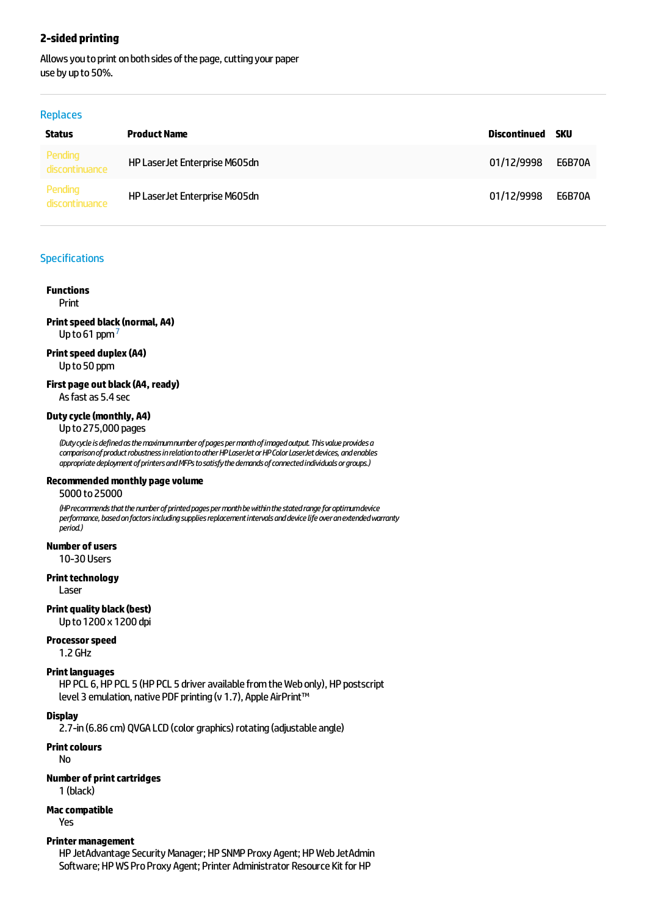### 2-sided printing

Allows you to print on both sides of the page, cutting your paper use by up to 50%.

## Replaces

| Status | Product Name | Discontinued | SKU |
|---|---|---|---|
| Pending discontinuance | HP LaserJet Enterprise M605dn | 01/12/9998 | E6B70A |
| Pending discontinuance | HP LaserJet Enterprise M605dn | 01/12/9998 | E6B70A |

## Specifications

**Functions**
Print

**Print speed black (normal, A4)**
Up to 61 ppm [7]

**Print speed duplex (A4)**
Up to 50 ppm

**First page out black (A4, ready)**
As fast as 5.4 sec

**Duty cycle (monthly, A4)**
Up to 275,000 pages

*(Duty cycle is defined as the maximum number of pages per month of imaged output. This value provides a comparison of product robustness in relation to other HP LaserJet or HP Color LaserJet devices, and enables appropriate deployment of printers and MFPs to satisfy the demands of connected individuals or groups.)*

**Recommended monthly page volume**
5000 to 25000

*(HP recommends that the number of printed pages per month be within the stated range for optimum device performance, based on factors including supplies replacement intervals and device life over an extended warranty period.)*

**Number of users**
10-30 Users

**Print technology**
Laser

**Print quality black (best)**
Up to 1200 x 1200 dpi

**Processor speed**
1.2 GHz

**Print languages**
HP PCL 6, HP PCL 5 (HP PCL 5 driver available from the Web only), HP postscript level 3 emulation, native PDF printing (v 1.7), Apple AirPrint™

**Display**
2.7-in (6.86 cm) QVGA LCD (color graphics) rotating (adjustable angle)

**Print colours**
No

**Number of print cartridges**
1 (black)

**Mac compatible**
Yes

**Printer management**
HP JetAdvantage Security Manager; HP SNMP Proxy Agent; HP Web JetAdmin Software; HP WS Pro Proxy Agent; Printer Administrator Resource Kit for HP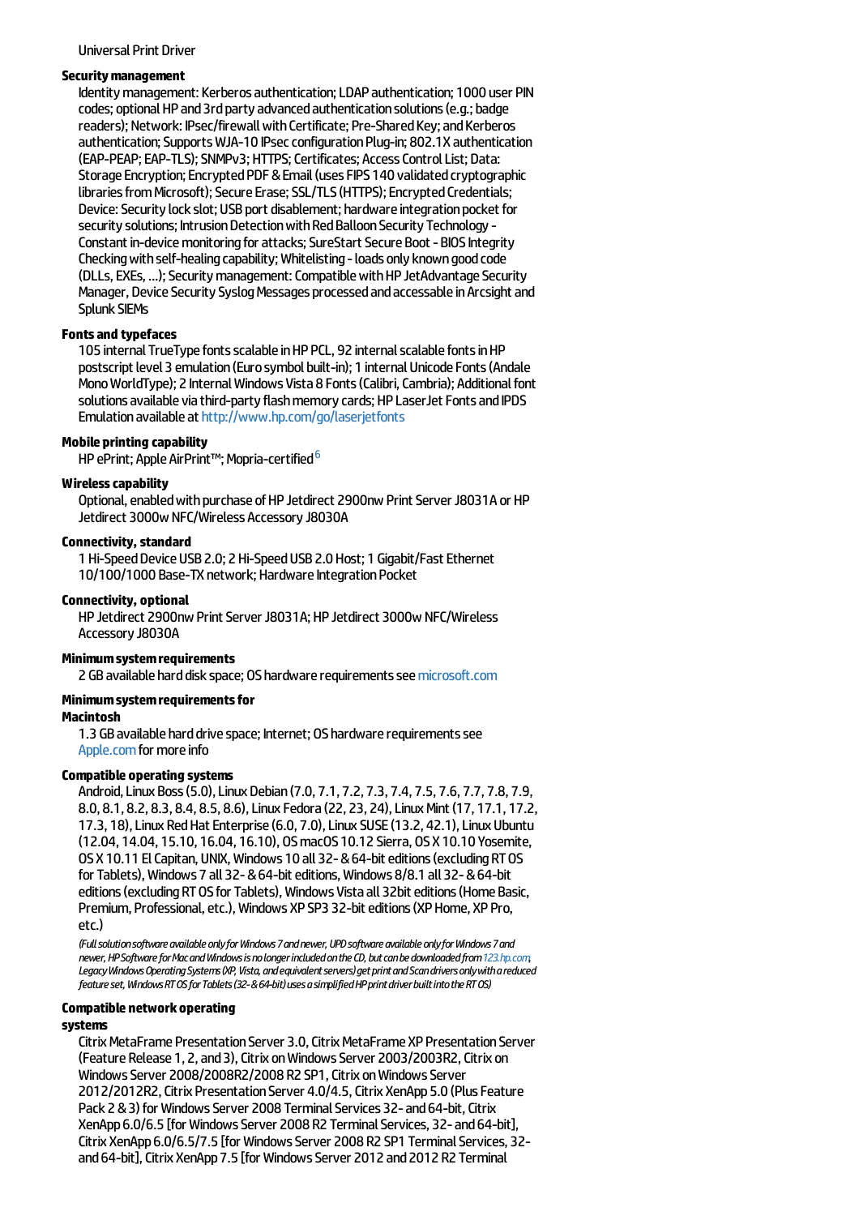Universal Print Driver

**Security management**

Identity management: Kerberos authentication; LDAP authentication; 1000 user PIN codes; optional HP and 3rd party advanced authentication solutions (e.g.; badge readers); Network: IPsec/firewall with Certificate; Pre-Shared Key; and Kerberos authentication; Supports WJA-10 IPsec configuration Plug-in; 802.1X authentication (EAP-PEAP; EAP-TLS); SNMPv3; HTTPS; Certificates; Access Control List; Data: Storage Encryption; Encrypted PDF & Email (uses FIPS 140 validated cryptographic libraries from Microsoft); Secure Erase; SSL/TLS (HTTPS); Encrypted Credentials; Device: Security lock slot; USB port disablement; hardware integration pocket for security solutions; Intrusion Detection with Red Balloon Security Technology - Constant in-device monitoring for attacks; SureStart Secure Boot - BIOS Integrity Checking with self-healing capability; Whitelisting - loads only known good code (DLLs, EXEs, ...); Security management: Compatible with HP JetAdvantage Security Manager, Device Security Syslog Messages processed and accessable in Arcsight and Splunk SIEMs

**Fonts and typefaces**

105 internal TrueType fonts scalable in HP PCL, 92 internal scalable fonts in HP postscript level 3 emulation (Euro symbol built-in); 1 internal Unicode Fonts (Andale Mono WorldType); 2 Internal Windows Vista 8 Fonts (Calibri, Cambria); Additional font solutions available via third-party flash memory cards; HP LaserJet Fonts and IPDS Emulation available at http://www.hp.com/go/laserjetfonts

**Mobile printing capability**

HP ePrint; Apple AirPrint™; Mopria-certified [6]

**Wireless capability**

Optional, enabled with purchase of HP Jetdirect 2900nw Print Server J8031A or HP Jetdirect 3000w NFC/Wireless Accessory J8030A

**Connectivity, standard**

1 Hi-Speed Device USB 2.0; 2 Hi-Speed USB 2.0 Host; 1 Gigabit/Fast Ethernet 10/100/1000 Base-TX network; Hardware Integration Pocket

**Connectivity, optional**

HP Jetdirect 2900nw Print Server J8031A; HP Jetdirect 3000w NFC/Wireless Accessory J8030A

**Minimum system requirements**

2 GB available hard disk space; OS hardware requirements see microsoft.com

**Minimum system requirements for Macintosh**

1.3 GB available hard drive space; Internet; OS hardware requirements see Apple.com for more info

**Compatible operating systems**

Android, Linux Boss (5.0), Linux Debian (7.0, 7.1, 7.2, 7.3, 7.4, 7.5, 7.6, 7.7, 7.8, 7.9, 8.0, 8.1, 8.2, 8.3, 8.4, 8.5, 8.6), Linux Fedora (22, 23, 24), Linux Mint (17, 17.1, 17.2, 17.3, 18), Linux Red Hat Enterprise (6.0, 7.0), Linux SUSE (13.2, 42.1), Linux Ubuntu (12.04, 14.04, 15.10, 16.04, 16.10), OS macOS 10.12 Sierra, OS X 10.10 Yosemite, OS X 10.11 El Capitan, UNIX, Windows 10 all 32- & 64-bit editions (excluding RT OS for Tablets), Windows 7 all 32- & 64-bit editions, Windows 8/8.1 all 32- & 64-bit editions (excluding RT OS for Tablets), Windows Vista all 32bit editions (Home Basic, Premium, Professional, etc.), Windows XP SP3 32-bit editions (XP Home, XP Pro, etc.)

*(Full solution software available only for Windows 7 and newer, UPD software available only for Windows 7 and newer, HP Software for Mac and Windows is no longer included on the CD, but can be downloaded from 123.hp.com, Legacy Windows Operating Systems (XP, Vista, and equivalent servers) get print and Scan drivers only with a reduced feature set, Windows RT OS for Tablets (32- & 64-bit) uses a simplified HP print driver built into the RT OS)*

**Compatible network operating systems**

Citrix MetaFrame Presentation Server 3.0, Citrix MetaFrame XP Presentation Server (Feature Release 1, 2, and 3), Citrix on Windows Server 2003/2003R2, Citrix on Windows Server 2008/2008R2/2008 R2 SP1, Citrix on Windows Server 2012/2012R2, Citrix Presentation Server 4.0/4.5, Citrix XenApp 5.0 (Plus Feature Pack 2 & 3) for Windows Server 2008 Terminal Services 32- and 64-bit, Citrix XenApp 6.0/6.5 [for Windows Server 2008 R2 Terminal Services, 32- and 64-bit], Citrix XenApp 6.0/6.5/7.5 [for Windows Server 2008 R2 SP1 Terminal Services, 32- and 64-bit], Citrix XenApp 7.5 [for Windows Server 2012 and 2012 R2 Terminal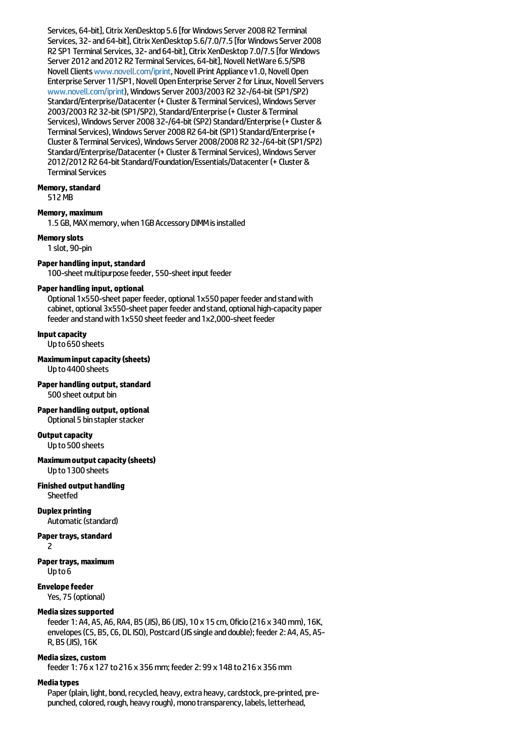Services, 64-bit], Citrix XenDesktop 5.6 [for Windows Server 2008 R2 Terminal Services, 32- and 64-bit], Citrix XenDesktop 5.6/7.0/7.5 [for Windows Server 2008 R2 SP1 Terminal Services, 32- and 64-bit], Citrix XenDesktop 7.0/7.5 [for Windows Server 2012 and 2012 R2 Terminal Services, 64-bit], Novell NetWare 6.5/SP8 Novell Clients www.novell.com/iprint, Novell iPrint Appliance v1.0, Novell Open Enterprise Server 11/SP1, Novell Open Enterprise Server 2 for Linux, Novell Servers www.novell.com/iprint), Windows Server 2003/2003 R2 32-/64-bit (SP1/SP2) Standard/Enterprise/Datacenter (+ Cluster & Terminal Services), Windows Server 2003/2003 R2 32-bit (SP1/SP2), Standard/Enterprise (+ Cluster & Terminal Services), Windows Server 2008 32-/64-bit (SP2) Standard/Enterprise (+ Cluster & Terminal Services), Windows Server 2008 R2 64-bit (SP1) Standard/Enterprise (+ Cluster & Terminal Services), Windows Server 2008/2008 R2 32-/64-bit (SP1/SP2) Standard/Enterprise/Datacenter (+ Cluster & Terminal Services), Windows Server 2012/2012 R2 64-bit Standard/Foundation/Essentials/Datacenter (+ Cluster & Terminal Services

**Memory, standard**
512 MB

**Memory, maximum**
1.5 GB, MAX memory, when 1GB Accessory DIMM is installed

**Memory slots**
1 slot, 90-pin

**Paper handling input, standard**
100-sheet multipurpose feeder, 550-sheet input feeder

**Paper handling input, optional**
Optional 1x550-sheet paper feeder, optional 1x550 paper feeder and stand with cabinet, optional 3x550-sheet paper feeder and stand, optional high-capacity paper feeder and stand with 1x550 sheet feeder and 1x2,000-sheet feeder

**Input capacity**
Up to 650 sheets

**Maximum input capacity (sheets)**
Up to 4400 sheets

**Paper handling output, standard**
500 sheet output bin

**Paper handling output, optional**
Optional 5 bin stapler stacker

**Output capacity**
Up to 500 sheets

**Maximum output capacity (sheets)**
Up to 1300 sheets

**Finished output handling**
Sheetfed

**Duplex printing**
Automatic (standard)

**Paper trays, standard**
2

**Paper trays, maximum**
Up to 6

**Envelope feeder**
Yes, 75 (optional)

**Media sizes supported**
feeder 1: A4, A5, A6, RA4, B5 (JIS), B6 (JIS), 10 x 15 cm, Oficio (216 x 340 mm), 16K, envelopes (C5, B5, C6, DL ISO), Postcard (JIS single and double); feeder 2: A4, A5, A5-R, B5 (JIS), 16K

**Media sizes, custom**
feeder 1: 76 x 127 to 216 x 356 mm; feeder 2: 99 x 148 to 216 x 356 mm

**Media types**
Paper (plain, light, bond, recycled, heavy, extra heavy, cardstock, pre-printed, pre-punched, colored, rough, heavy rough), mono transparency, labels, letterhead,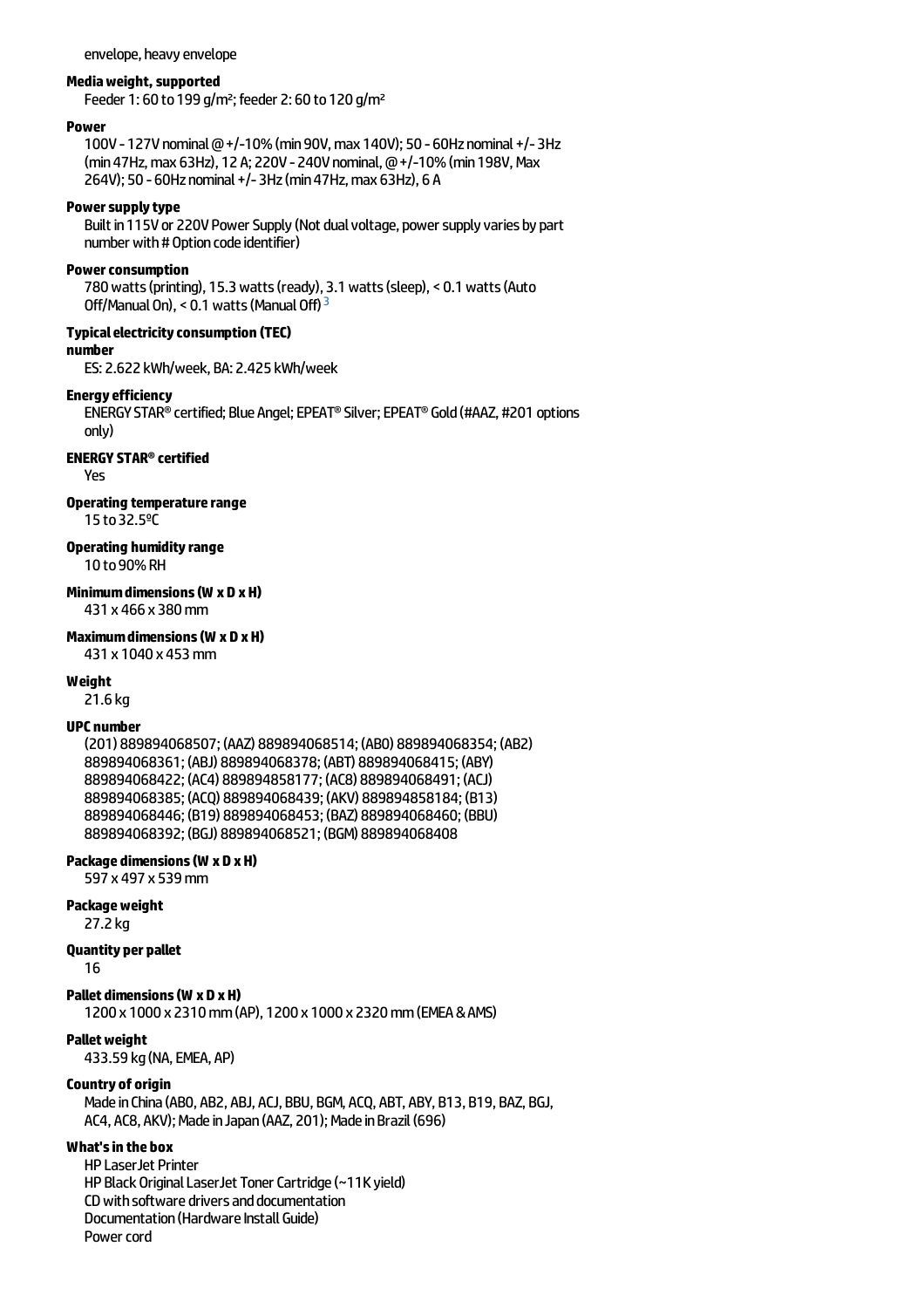envelope, heavy envelope

**Media weight, supported**

Feeder 1: 60 to 199 g/m²; feeder 2: 60 to 120 g/m²

**Power**

100V - 127V nominal @ +/-10% (min 90V, max 140V); 50 - 60Hz nominal +/- 3Hz (min 47Hz, max 63Hz), 12 A; 220V - 240V nominal, @ +/-10% (min 198V, Max 264V); 50 - 60Hz nominal +/- 3Hz (min 47Hz, max 63Hz), 6 A

**Power supply type**

Built in 115V or 220V Power Supply (Not dual voltage, power supply varies by part number with # Option code identifier)

**Power consumption**

780 watts (printing), 15.3 watts (ready), 3.1 watts (sleep), < 0.1 watts (Auto Off/Manual On), < 0.1 watts (Manual Off) [3]

**Typical electricity consumption (TEC) number**

ES: 2.622 kWh/week, BA: 2.425 kWh/week

**Energy efficiency**

ENERGY STAR® certified; Blue Angel; EPEAT® Silver; EPEAT® Gold (#AAZ, #201 options only)

**ENERGY STAR® certified**

Yes

**Operating temperature range**

15 to 32.5ºC

**Operating humidity range**

10 to 90% RH

**Minimum dimensions (W x D x H)**

431 x 466 x 380 mm

**Maximum dimensions (W x D x H)**

431 x 1040 x 453 mm

**Weight**

21.6 kg

**UPC number**

(201) 889894068507; (AAZ) 889894068514; (AB0) 889894068354; (AB2) 889894068361; (ABJ) 889894068378; (ABT) 889894068415; (ABY) 889894068422; (AC4) 889894858177; (AC8) 889894068491; (ACJ) 889894068385; (ACQ) 889894068439; (AKV) 889894858184; (B13) 889894068446; (B19) 889894068453; (BAZ) 889894068460; (BBU) 889894068392; (BGJ) 889894068521; (BGM) 889894068408

**Package dimensions (W x D x H)**

597 x 497 x 539 mm

**Package weight**

27.2 kg

**Quantity per pallet**

16

**Pallet dimensions (W x D x H)**

1200 x 1000 x 2310 mm (AP), 1200 x 1000 x 2320 mm (EMEA & AMS)

**Pallet weight**

433.59 kg (NA, EMEA, AP)

**Country of origin**

Made in China (AB0, AB2, ABJ, ACJ, BBU, BGM, ACQ, ABT, ABY, B13, B19, BAZ, BGJ, AC4, AC8, AKV); Made in Japan (AAZ, 201); Made in Brazil (696)

**What's in the box**

HP LaserJet Printer
HP Black Original LaserJet Toner Cartridge (~11K yield)
CD with software drivers and documentation
Documentation (Hardware Install Guide)
Power cord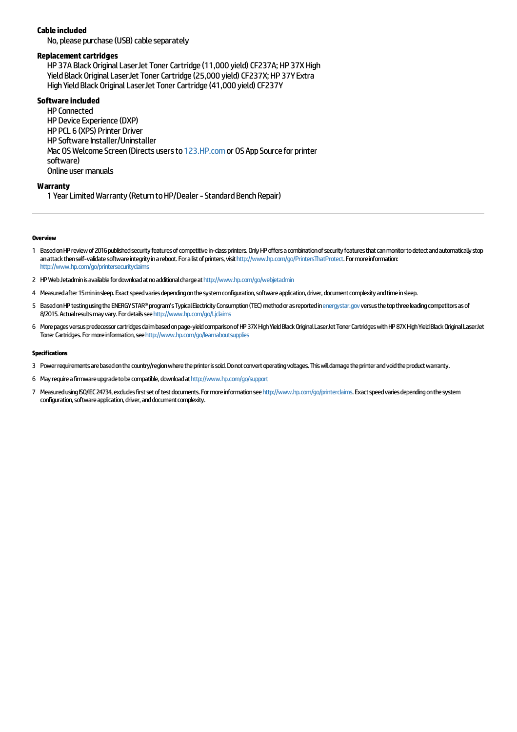**Cable included**

No, please purchase (USB) cable separately

**Replacement cartridges**

HP 37A Black Original LaserJet Toner Cartridge (11,000 yield) CF237A; HP 37X High Yield Black Original LaserJet Toner Cartridge (25,000 yield) CF237X; HP 37Y Extra High Yield Black Original LaserJet Toner Cartridge (41,000 yield) CF237Y

**Software included**

HP Connected
HP Device Experience (DXP)
HP PCL 6 (XPS) Printer Driver
HP Software Installer/Uninstaller
Mac OS Welcome Screen (Directs users to 123.HP.com or OS App Source for printer software)
Online user manuals

**Warranty**

1 Year Limited Warranty (Return to HP/Dealer - Standard Bench Repair)

---

#### Overview

1 Based on HP review of 2016 published security features of competitive in-class printers. Only HP offers a combination of security features that can monitor to detect and automatically stop an attack then self-validate software integrity in a reboot. For a list of printers, visit http://www.hp.com/go/PrintersThatProtect. For more information: http://www.hp.com/go/printersecurityclaims

2 HP Web Jetadmin is available for download at no additional charge at http://www.hp.com/go/webjetadmin

4 Measured after 15 min in sleep. Exact speed varies depending on the system configuration, software application, driver, document complexity and time in sleep.

5 Based on HP testing using the ENERGY STAR® program's Typical Electricity Consumption (TEC) method or as reported in energystar.gov versus the top three leading competitors as of 8/2015. Actual results may vary. For details see http://www.hp.com/go/Ljclaims

6 More pages versus predecessor cartridges claim based on page-yield comparison of HP 37X High Yield Black Original LaserJet Toner Cartridges with HP 87X High Yield Black Original LaserJet Toner Cartridges. For more information, see http://www.hp.com/go/learnaboutsupplies

#### Specifications

3 Power requirements are based on the country/region where the printer is sold. Do not convert operating voltages. This will damage the printer and void the product warranty.

6 May require a firmware upgrade to be compatible, download at http://www.hp.com/go/support

7 Measured using ISO/IEC 24734, excludes first set of test documents. For more information see http://www.hp.com/go/printerclaims. Exact speed varies depending on the system configuration, software application, driver, and document complexity.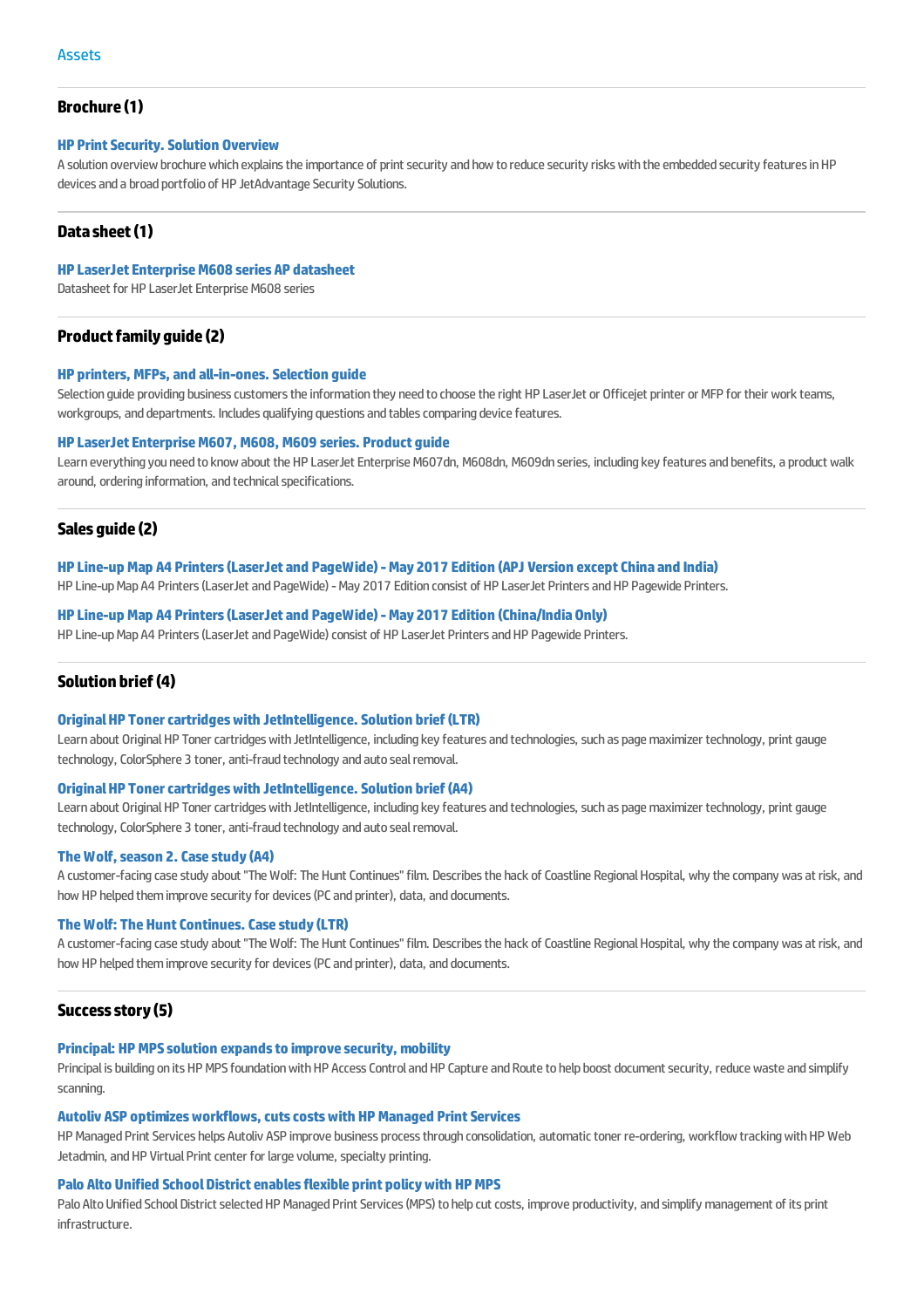Assets

## Brochure (1)

### HP Print Security. Solution Overview

A solution overview brochure which explains the importance of print security and how to reduce security risks with the embedded security features in HP devices and a broad portfolio of HP JetAdvantage Security Solutions.

## Data sheet (1)

### HP LaserJet Enterprise M608 series AP datasheet

Datasheet for HP LaserJet Enterprise M608 series

## Product family guide (2)

### HP printers, MFPs, and all-in-ones. Selection guide

Selection guide providing business customers the information they need to choose the right HP LaserJet or Officejet printer or MFP for their work teams, workgroups, and departments. Includes qualifying questions and tables comparing device features.

### HP LaserJet Enterprise M607, M608, M609 series. Product guide

Learn everything you need to know about the HP LaserJet Enterprise M607dn, M608dn, M609dn series, including key features and benefits, a product walk around, ordering information, and technical specifications.

## Sales guide (2)

### HP Line-up Map A4 Printers (LaserJet and PageWide) - May 2017 Edition (APJ Version except China and India)

HP Line-up Map A4 Printers (LaserJet and PageWide) - May 2017 Edition consist of HP LaserJet Printers and HP Pagewide Printers.

### HP Line-up Map A4 Printers (LaserJet and PageWide) - May 2017 Edition (China/India Only)

HP Line-up Map A4 Printers (LaserJet and PageWide) consist of HP LaserJet Printers and HP Pagewide Printers.

## Solution brief (4)

### Original HP Toner cartridges with JetIntelligence. Solution brief (LTR)

Learn about Original HP Toner cartridges with JetIntelligence, including key features and technologies, such as page maximizer technology, print gauge technology, ColorSphere 3 toner, anti-fraud technology and auto seal removal.

### Original HP Toner cartridges with JetIntelligence. Solution brief (A4)

Learn about Original HP Toner cartridges with JetIntelligence, including key features and technologies, such as page maximizer technology, print gauge technology, ColorSphere 3 toner, anti-fraud technology and auto seal removal.

### The Wolf, season 2. Case study (A4)

A customer-facing case study about "The Wolf: The Hunt Continues" film. Describes the hack of Coastline Regional Hospital, why the company was at risk, and how HP helped them improve security for devices (PC and printer), data, and documents.

### The Wolf: The Hunt Continues. Case study (LTR)

A customer-facing case study about "The Wolf: The Hunt Continues" film. Describes the hack of Coastline Regional Hospital, why the company was at risk, and how HP helped them improve security for devices (PC and printer), data, and documents.

## Success story (5)

### Principal: HP MPS solution expands to improve security, mobility

Principal is building on its HP MPS foundation with HP Access Control and HP Capture and Route to help boost document security, reduce waste and simplify scanning.

### Autoliv ASP optimizes workflows, cuts costs with HP Managed Print Services

HP Managed Print Services helps Autoliv ASP improve business process through consolidation, automatic toner re-ordering, workflow tracking with HP Web Jetadmin, and HP Virtual Print center for large volume, specialty printing.

### Palo Alto Unified School District enables flexible print policy with HP MPS

Palo Alto Unified School District selected HP Managed Print Services (MPS) to help cut costs, improve productivity, and simplify management of its print infrastructure.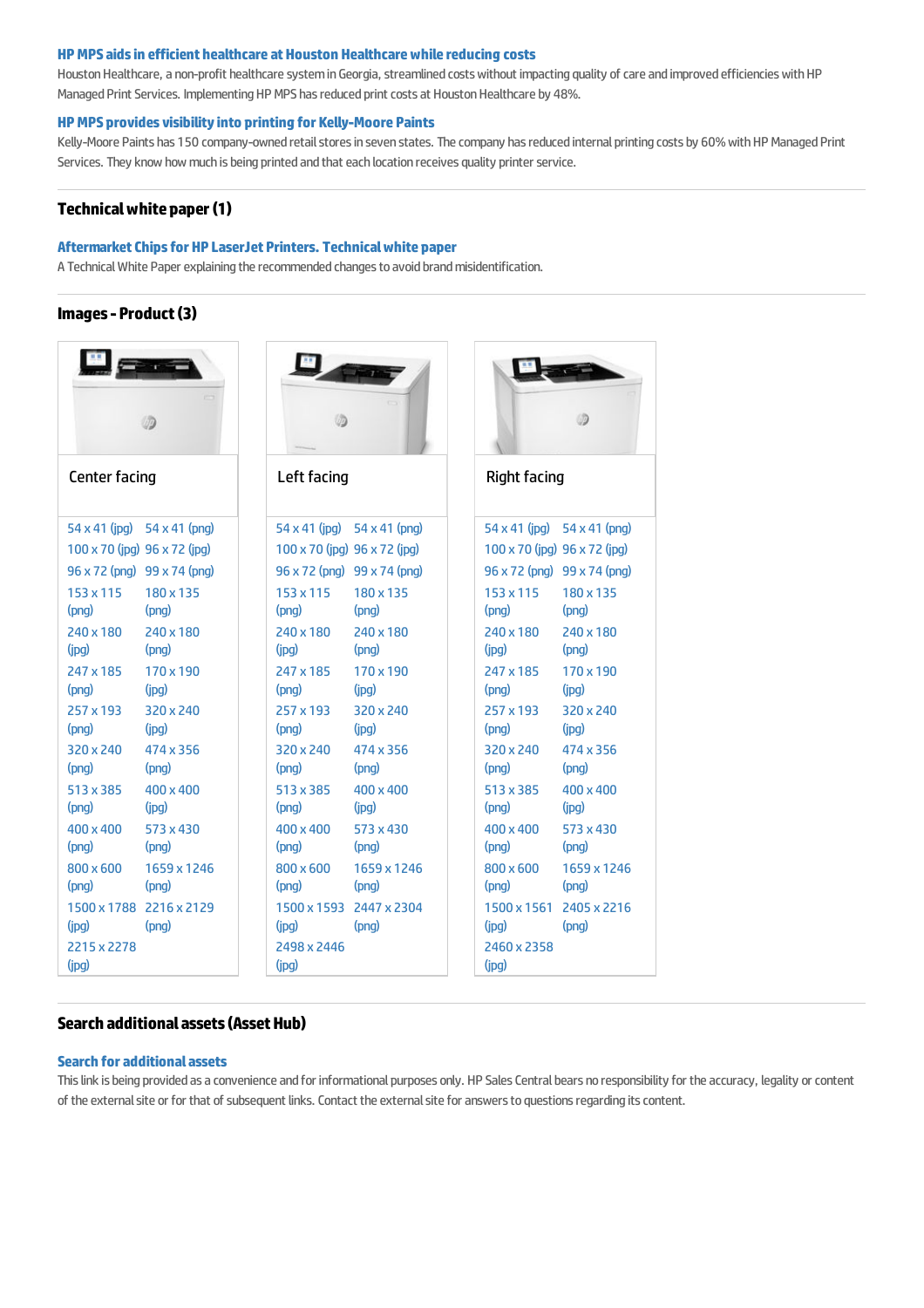**HP MPS aids in efficient healthcare at Houston Healthcare while reducing costs**

Houston Healthcare, a non-profit healthcare system in Georgia, streamlined costs without impacting quality of care and improved efficiencies with HP Managed Print Services. Implementing HP MPS has reduced print costs at Houston Healthcare by 48%.

**HP MPS provides visibility into printing for Kelly-Moore Paints**

Kelly-Moore Paints has 150 company-owned retail stores in seven states. The company has reduced internal printing costs by 60% with HP Managed Print Services. They know how much is being printed and that each location receives quality printer service.

## Technical white paper (1)

**Aftermarket Chips for HP LaserJet Printers. Technical white paper**

A Technical White Paper explaining the recommended changes to avoid brand misidentification.

## Images - Product (3)

| Center facing | Left facing | Right facing |
|---|---|---|
| 54 x 41 (jpg) | 54 x 41 (jpg) | 54 x 41 (jpg) |
| 54 x 41 (png) | 54 x 41 (png) | 54 x 41 (png) |
| 100 x 70 (jpg) | 100 x 70 (jpg) | 100 x 70 (jpg) |
| 96 x 72 (jpg) | 96 x 72 (jpg) | 96 x 72 (jpg) |
| 96 x 72 (png) | 96 x 72 (png) | 96 x 72 (png) |
| 99 x 74 (png) | 99 x 74 (png) | 99 x 74 (png) |
| 153 x 115 (png) | 153 x 115 (png) | 153 x 115 (png) |
| 180 x 135 (png) | 180 x 135 (png) | 180 x 135 (png) |
| 240 x 180 (jpg) | 240 x 180 (jpg) | 240 x 180 (jpg) |
| 240 x 180 (png) | 240 x 180 (png) | 240 x 180 (png) |
| 247 x 185 (png) | 247 x 185 (png) | 247 x 185 (png) |
| 170 x 190 (jpg) | 170 x 190 (jpg) | 170 x 190 (jpg) |
| 257 x 193 (png) | 257 x 193 (png) | 257 x 193 (png) |
| 320 x 240 (jpg) | 320 x 240 (jpg) | 320 x 240 (jpg) |
| 320 x 240 (png) | 320 x 240 (png) | 320 x 240 (png) |
| 474 x 356 (png) | 474 x 356 (png) | 474 x 356 (png) |
| 513 x 385 (png) | 513 x 385 (png) | 513 x 385 (png) |
| 400 x 400 (jpg) | 400 x 400 (jpg) | 400 x 400 (jpg) |
| 400 x 400 (png) | 400 x 400 (png) | 400 x 400 (png) |
| 573 x 430 (png) | 573 x 430 (png) | 573 x 430 (png) |
| 800 x 600 (png) | 800 x 600 (png) | 800 x 600 (png) |
| 1659 x 1246 (png) | 1659 x 1246 (png) | 1659 x 1246 (png) |
| 1500 x 1788 (jpg) | 1500 x 1593 (jpg) | 1500 x 1561 (jpg) |
| 2216 x 2129 (png) | 2447 x 2304 (png) | 2405 x 2216 (png) |
| 2215 x 2278 (jpg) | 2498 x 2446 (jpg) | 2460 x 2358 (jpg) |

## Search additional assets (Asset Hub)

**Search for additional assets**

This link is being provided as a convenience and for informational purposes only. HP Sales Central bears no responsibility for the accuracy, legality or content of the external site or for that of subsequent links. Contact the external site for answers to questions regarding its content.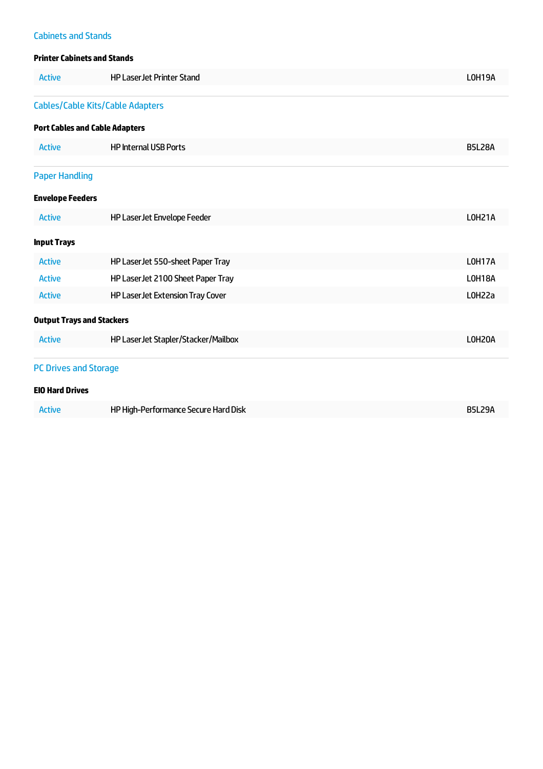## Cabinets and Stands

### Printer Cabinets and Stands

| | | |
|---|---|---|
| Active | HP LaserJet Printer Stand | L0H19A |

## Cables/Cable Kits/Cable Adapters

### Port Cables and Cable Adapters

| | | |
|---|---|---|
| Active | HP Internal USB Ports | B5L28A |

## Paper Handling

### Envelope Feeders

| | | |
|---|---|---|
| Active | HP LaserJet Envelope Feeder | L0H21A |

### Input Trays

| | | |
|---|---|---|
| Active | HP LaserJet 550-sheet Paper Tray | L0H17A |
| Active | HP LaserJet 2100 Sheet Paper Tray | L0H18A |
| Active | HP LaserJet Extension Tray Cover | L0H22a |

### Output Trays and Stackers

| | | |
|---|---|---|
| Active | HP LaserJet Stapler/Stacker/Mailbox | L0H20A |

## PC Drives and Storage

### EIO Hard Drives

| | | |
|---|---|---|
| Active | HP High-Performance Secure Hard Disk | B5L29A |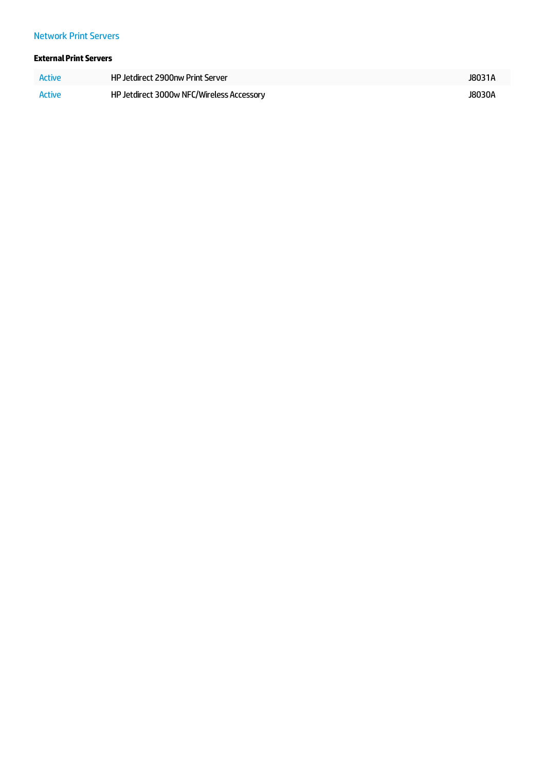## Network Print Servers

### External Print Servers

| | | |
|---|---|---|
| Active | HP Jetdirect 2900nw Print Server | J8031A |
| Active | HP Jetdirect 3000w NFC/Wireless Accessory | J8030A |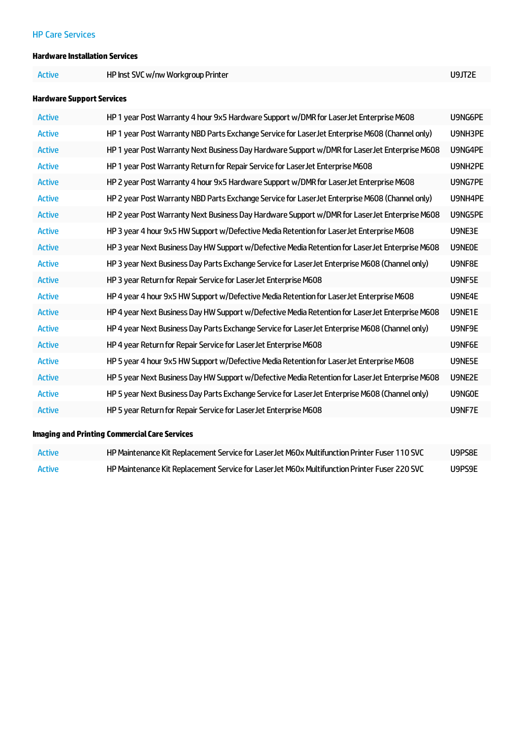## HP Care Services

### Hardware Installation Services

| | | |
|---|---|---|
| Active | HP Inst SVC w/nw Workgroup Printer | U9JT2E |

### Hardware Support Services

| | | |
|---|---|---|
| Active | HP 1 year Post Warranty 4 hour 9x5 Hardware Support w/DMR for LaserJet Enterprise M608 | U9NG6PE |
| Active | HP 1 year Post Warranty NBD Parts Exchange Service for LaserJet Enterprise M608 (Channel only) | U9NH3PE |
| Active | HP 1 year Post Warranty Next Business Day Hardware Support w/DMR for LaserJet Enterprise M608 | U9NG4PE |
| Active | HP 1 year Post Warranty Return for Repair Service for LaserJet Enterprise M608 | U9NH2PE |
| Active | HP 2 year Post Warranty 4 hour 9x5 Hardware Support w/DMR for LaserJet Enterprise M608 | U9NG7PE |
| Active | HP 2 year Post Warranty NBD Parts Exchange Service for LaserJet Enterprise M608 (Channel only) | U9NH4PE |
| Active | HP 2 year Post Warranty Next Business Day Hardware Support w/DMR for LaserJet Enterprise M608 | U9NG5PE |
| Active | HP 3 year 4 hour 9x5 HW Support w/Defective Media Retention for LaserJet Enterprise M608 | U9NE3E |
| Active | HP 3 year Next Business Day HW Support w/Defective Media Retention for LaserJet Enterprise M608 | U9NE0E |
| Active | HP 3 year Next Business Day Parts Exchange Service for LaserJet Enterprise M608 (Channel only) | U9NF8E |
| Active | HP 3 year Return for Repair Service for LaserJet Enterprise M608 | U9NF5E |
| Active | HP 4 year 4 hour 9x5 HW Support w/Defective Media Retention for LaserJet Enterprise M608 | U9NE4E |
| Active | HP 4 year Next Business Day HW Support w/Defective Media Retention for LaserJet Enterprise M608 | U9NE1E |
| Active | HP 4 year Next Business Day Parts Exchange Service for LaserJet Enterprise M608 (Channel only) | U9NF9E |
| Active | HP 4 year Return for Repair Service for LaserJet Enterprise M608 | U9NF6E |
| Active | HP 5 year 4 hour 9x5 HW Support w/Defective Media Retention for LaserJet Enterprise M608 | U9NE5E |
| Active | HP 5 year Next Business Day HW Support w/Defective Media Retention for LaserJet Enterprise M608 | U9NE2E |
| Active | HP 5 year Next Business Day Parts Exchange Service for LaserJet Enterprise M608 (Channel only) | U9NG0E |
| Active | HP 5 year Return for Repair Service for LaserJet Enterprise M608 | U9NF7E |

### Imaging and Printing Commercial Care Services

| | | |
|---|---|---|
| Active | HP Maintenance Kit Replacement Service for LaserJet M60x Multifunction Printer Fuser 110 SVC | U9PS8E |
| Active | HP Maintenance Kit Replacement Service for LaserJet M60x Multifunction Printer Fuser 220 SVC | U9PS9E |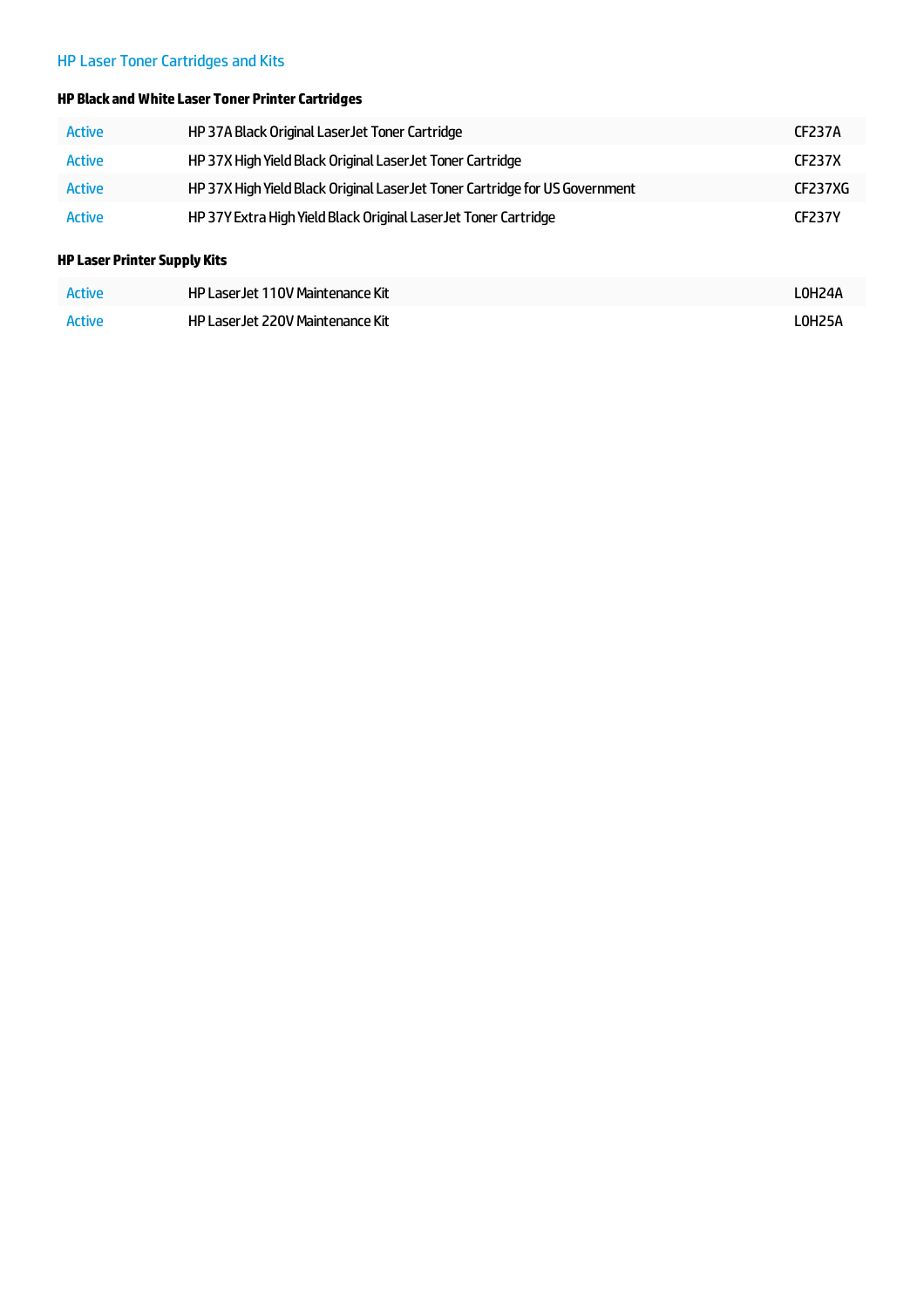## HP Laser Toner Cartridges and Kits

### HP Black and White Laser Toner Printer Cartridges

| | | |
|---|---|---|
| Active | HP 37A Black Original LaserJet Toner Cartridge | CF237A |
| Active | HP 37X High Yield Black Original LaserJet Toner Cartridge | CF237X |
| Active | HP 37X High Yield Black Original LaserJet Toner Cartridge for US Government | CF237XG |
| Active | HP 37Y Extra High Yield Black Original LaserJet Toner Cartridge | CF237Y |

### HP Laser Printer Supply Kits

| | | |
|---|---|---|
| Active | HP LaserJet 110V Maintenance Kit | L0H24A |
| Active | HP LaserJet 220V Maintenance Kit | L0H25A |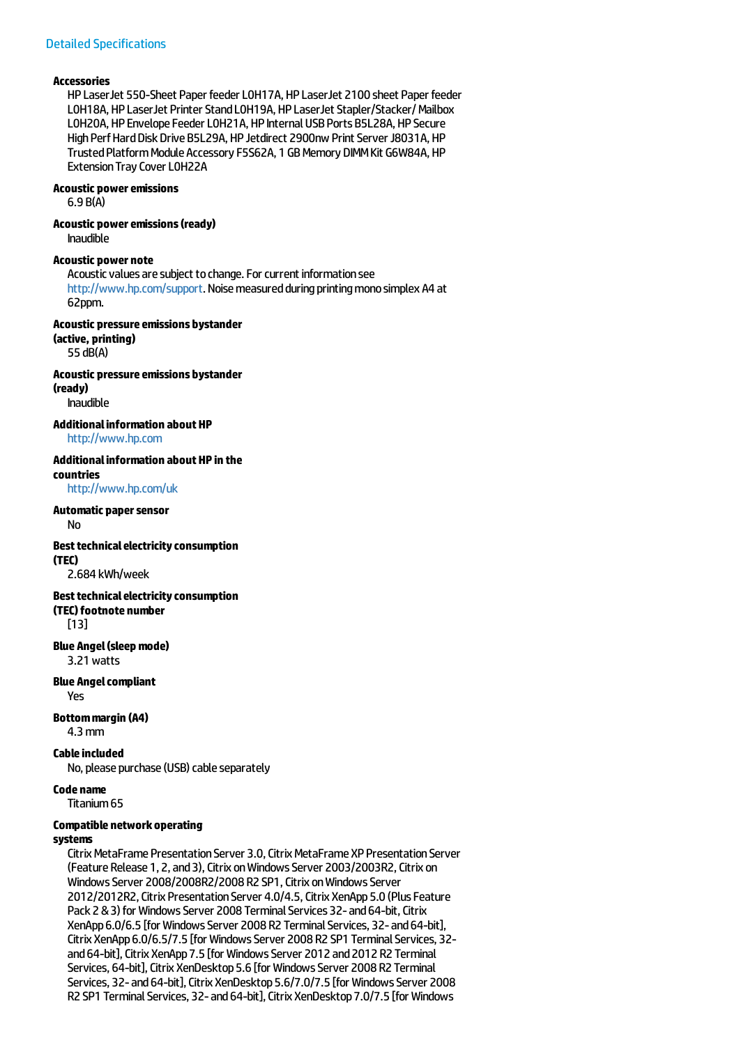## Detailed Specifications

**Accessories**
HP LaserJet 550-Sheet Paper feeder L0H17A, HP LaserJet 2100 sheet Paper feeder L0H18A, HP LaserJet Printer Stand L0H19A, HP LaserJet Stapler/Stacker/ Mailbox L0H20A, HP Envelope Feeder L0H21A, HP Internal USB Ports B5L28A, HP Secure High Perf Hard Disk Drive B5L29A, HP Jetdirect 2900nw Print Server J8031A, HP Trusted Platform Module Accessory F5S62A, 1 GB Memory DIMM Kit G6W84A, HP Extension Tray Cover L0H22A

**Acoustic power emissions**
6.9 B(A)

**Acoustic power emissions (ready)**
Inaudible

**Acoustic power note**
Acoustic values are subject to change. For current information see http://www.hp.com/support. Noise measured during printing mono simplex A4 at 62ppm.

**Acoustic pressure emissions bystander (active, printing)**
55 dB(A)

**Acoustic pressure emissions bystander (ready)**
Inaudible

**Additional information about HP**
http://www.hp.com

**Additional information about HP in the countries**
http://www.hp.com/uk

**Automatic paper sensor**
No

**Best technical electricity consumption (TEC)**
2.684 kWh/week

**Best technical electricity consumption (TEC) footnote number**
[13]

**Blue Angel (sleep mode)**
3.21 watts

**Blue Angel compliant**
Yes

**Bottom margin (A4)**
4.3 mm

**Cable included**
No, please purchase (USB) cable separately

**Code name**
Titanium 65

**Compatible network operating systems**
Citrix MetaFrame Presentation Server 3.0, Citrix MetaFrame XP Presentation Server (Feature Release 1, 2, and 3), Citrix on Windows Server 2003/2003R2, Citrix on Windows Server 2008/2008R2/2008 R2 SP1, Citrix on Windows Server 2012/2012R2, Citrix Presentation Server 4.0/4.5, Citrix XenApp 5.0 (Plus Feature Pack 2 & 3) for Windows Server 2008 Terminal Services 32- and 64-bit, Citrix XenApp 6.0/6.5 [for Windows Server 2008 R2 Terminal Services, 32- and 64-bit], Citrix XenApp 6.0/6.5/7.5 [for Windows Server 2008 R2 SP1 Terminal Services, 32- and 64-bit], Citrix XenApp 7.5 [for Windows Server 2012 and 2012 R2 Terminal Services, 64-bit], Citrix XenDesktop 5.6 [for Windows Server 2008 R2 Terminal Services, 32- and 64-bit], Citrix XenDesktop 5.6/7.0/7.5 [for Windows Server 2008 R2 SP1 Terminal Services, 32- and 64-bit], Citrix XenDesktop 7.0/7.5 [for Windows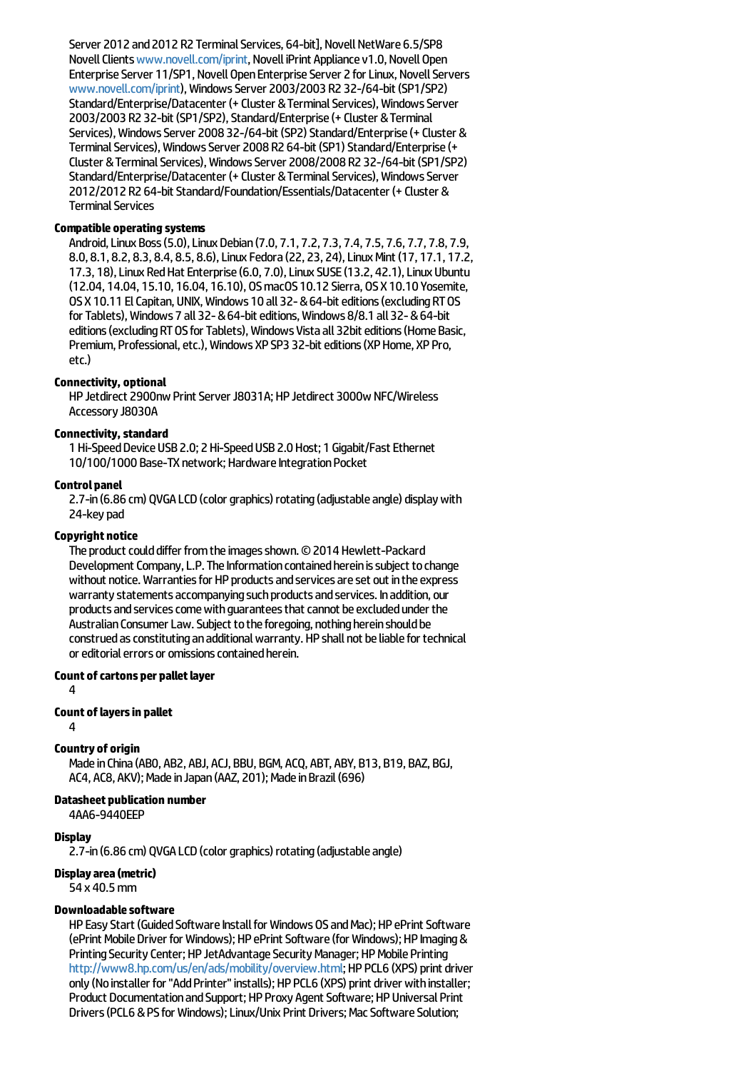Server 2012 and 2012 R2 Terminal Services, 64-bit], Novell NetWare 6.5/SP8 Novell Clients www.novell.com/iprint, Novell iPrint Appliance v1.0, Novell Open Enterprise Server 11/SP1, Novell Open Enterprise Server 2 for Linux, Novell Servers www.novell.com/iprint), Windows Server 2003/2003 R2 32-/64-bit (SP1/SP2) Standard/Enterprise/Datacenter (+ Cluster & Terminal Services), Windows Server 2003/2003 R2 32-bit (SP1/SP2), Standard/Enterprise (+ Cluster & Terminal Services), Windows Server 2008 32-/64-bit (SP2) Standard/Enterprise (+ Cluster & Terminal Services), Windows Server 2008 R2 64-bit (SP1) Standard/Enterprise (+ Cluster & Terminal Services), Windows Server 2008/2008 R2 32-/64-bit (SP1/SP2) Standard/Enterprise/Datacenter (+ Cluster & Terminal Services), Windows Server 2012/2012 R2 64-bit Standard/Foundation/Essentials/Datacenter (+ Cluster & Terminal Services

**Compatible operating systems**

Android, Linux Boss (5.0), Linux Debian (7.0, 7.1, 7.2, 7.3, 7.4, 7.5, 7.6, 7.7, 7.8, 7.9, 8.0, 8.1, 8.2, 8.3, 8.4, 8.5, 8.6), Linux Fedora (22, 23, 24), Linux Mint (17, 17.1, 17.2, 17.3, 18), Linux Red Hat Enterprise (6.0, 7.0), Linux SUSE (13.2, 42.1), Linux Ubuntu (12.04, 14.04, 15.10, 16.04, 16.10), OS macOS 10.12 Sierra, OS X 10.10 Yosemite, OS X 10.11 El Capitan, UNIX, Windows 10 all 32- & 64-bit editions (excluding RT OS for Tablets), Windows 7 all 32- & 64-bit editions, Windows 8/8.1 all 32- & 64-bit editions (excluding RT OS for Tablets), Windows Vista all 32bit editions (Home Basic, Premium, Professional, etc.), Windows XP SP3 32-bit editions (XP Home, XP Pro, etc.)

**Connectivity, optional**

HP Jetdirect 2900nw Print Server J8031A; HP Jetdirect 3000w NFC/Wireless Accessory J8030A

**Connectivity, standard**

1 Hi-Speed Device USB 2.0; 2 Hi-Speed USB 2.0 Host; 1 Gigabit/Fast Ethernet 10/100/1000 Base-TX network; Hardware Integration Pocket

**Control panel**

2.7-in (6.86 cm) QVGA LCD (color graphics) rotating (adjustable angle) display with 24-key pad

**Copyright notice**

The product could differ from the images shown. © 2014 Hewlett-Packard Development Company, L.P. The Information contained herein is subject to change without notice. Warranties for HP products and services are set out in the express warranty statements accompanying such products and services. In addition, our products and services come with guarantees that cannot be excluded under the Australian Consumer Law. Subject to the foregoing, nothing herein should be construed as constituting an additional warranty. HP shall not be liable for technical or editorial errors or omissions contained herein.

**Count of cartons per pallet layer**

4

**Count of layers in pallet**

4

**Country of origin**

Made in China (AB0, AB2, ABJ, ACJ, BBU, BGM, ACQ, ABT, ABY, B13, B19, BAZ, BGJ, AC4, AC8, AKV); Made in Japan (AAZ, 201); Made in Brazil (696)

**Datasheet publication number**

4AA6-9440EEP

**Display**

2.7-in (6.86 cm) QVGA LCD (color graphics) rotating (adjustable angle)

**Display area (metric)**

54 x 40.5 mm

**Downloadable software**

HP Easy Start (Guided Software Install for Windows OS and Mac); HP ePrint Software (ePrint Mobile Driver for Windows); HP ePrint Software (for Windows); HP Imaging & Printing Security Center; HP JetAdvantage Security Manager; HP Mobile Printing http://www8.hp.com/us/en/ads/mobility/overview.html; HP PCL6 (XPS) print driver only (No installer for "Add Printer" installs); HP PCL6 (XPS) print driver with installer; Product Documentation and Support; HP Proxy Agent Software; HP Universal Print Drivers (PCL6 & PS for Windows); Linux/Unix Print Drivers; Mac Software Solution;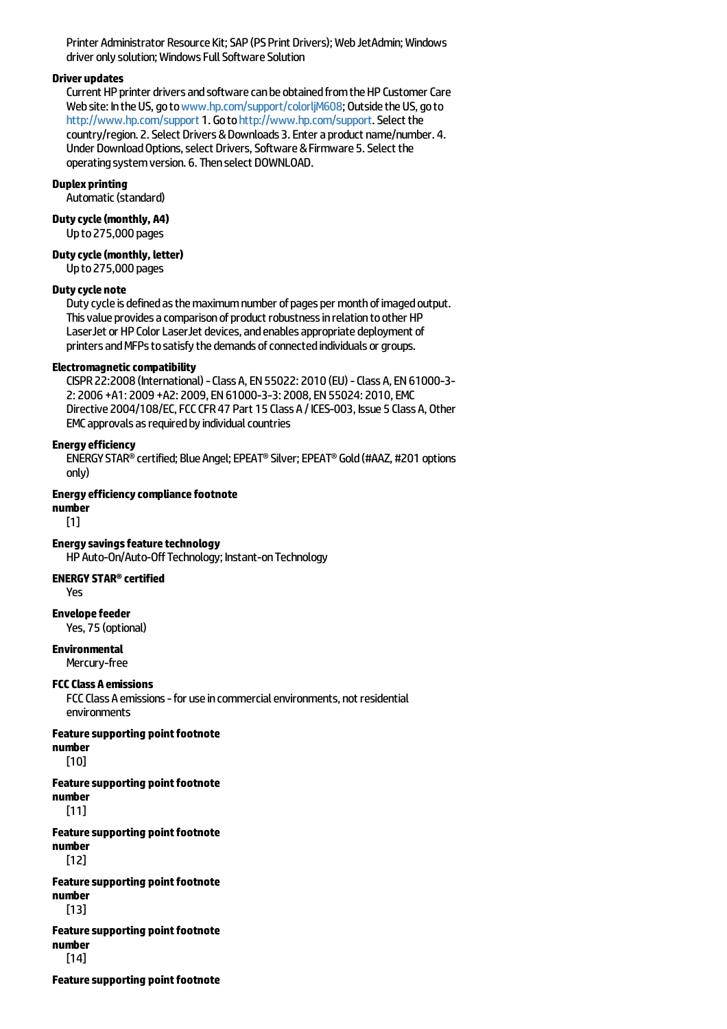Printer Administrator Resource Kit; SAP (PS Print Drivers); Web JetAdmin; Windows driver only solution; Windows Full Software Solution

**Driver updates**

Current HP printer drivers and software can be obtained from the HP Customer Care Web site: In the US, go to www.hp.com/support/colorljM608; Outside the US, go to http://www.hp.com/support 1. Go to http://www.hp.com/support. Select the country/region. 2. Select Drivers & Downloads 3. Enter a product name/number. 4. Under Download Options, select Drivers, Software & Firmware 5. Select the operating system version. 6. Then select DOWNLOAD.

**Duplex printing**

Automatic (standard)

**Duty cycle (monthly, A4)**

Up to 275,000 pages

**Duty cycle (monthly, letter)**

Up to 275,000 pages

**Duty cycle note**

Duty cycle is defined as the maximum number of pages per month of imaged output. This value provides a comparison of product robustness in relation to other HP LaserJet or HP Color LaserJet devices, and enables appropriate deployment of printers and MFPs to satisfy the demands of connected individuals or groups.

**Electromagnetic compatibility**

CISPR 22:2008 (International) - Class A, EN 55022: 2010 (EU) - Class A, EN 61000-3-2: 2006 +A1: 2009 +A2: 2009, EN 61000-3-3: 2008, EN 55024: 2010, EMC Directive 2004/108/EC, FCC CFR 47 Part 15 Class A / ICES-003, Issue 5 Class A, Other EMC approvals as required by individual countries

**Energy efficiency**

ENERGY STAR® certified; Blue Angel; EPEAT® Silver; EPEAT® Gold (#AAZ, #201 options only)

**Energy efficiency compliance footnote number**

[1]

**Energy savings feature technology**

HP Auto-On/Auto-Off Technology; Instant-on Technology

**ENERGY STAR® certified**

Yes

**Envelope feeder**

Yes, 75 (optional)

**Environmental**

Mercury-free

**FCC Class A emissions**

FCC Class A emissions - for use in commercial environments, not residential environments

**Feature supporting point footnote number**

[10]

**Feature supporting point footnote number**

[11]

**Feature supporting point footnote number**

[12]

**Feature supporting point footnote number**

[13]

**Feature supporting point footnote number**

[14]

**Feature supporting point footnote**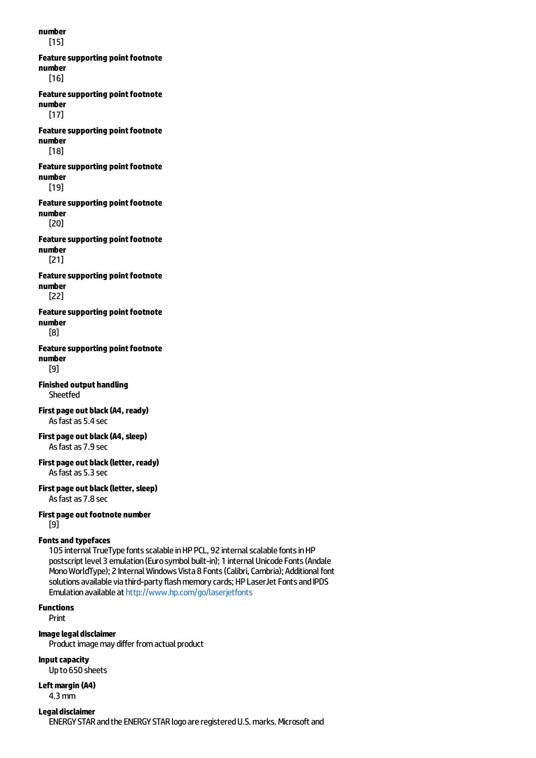**number**
[15]

**Feature supporting point footnote number**
[16]

**Feature supporting point footnote number**
[17]

**Feature supporting point footnote number**
[18]

**Feature supporting point footnote number**
[19]

**Feature supporting point footnote number**
[20]

**Feature supporting point footnote number**
[21]

**Feature supporting point footnote number**
[22]

**Feature supporting point footnote number**
[8]

**Feature supporting point footnote number**
[9]

**Finished output handling**
Sheetfed

**First page out black (A4, ready)**
As fast as 5.4 sec

**First page out black (A4, sleep)**
As fast as 7.9 sec

**First page out black (letter, ready)**
As fast as 5.3 sec

**First page out black (letter, sleep)**
As fast as 7.8 sec

**First page out footnote number**
[9]

**Fonts and typefaces**
105 internal TrueType fonts scalable in HP PCL, 92 internal scalable fonts in HP postscript level 3 emulation (Euro symbol built-in); 1 internal Unicode Fonts (Andale Mono WorldType); 2 Internal Windows Vista 8 Fonts (Calibri, Cambria); Additional font solutions available via third-party flash memory cards; HP LaserJet Fonts and IPDS Emulation available at http://www.hp.com/go/laserjetfonts

**Functions**
Print

**Image legal disclaimer**
Product image may differ from actual product

**Input capacity**
Up to 650 sheets

**Left margin (A4)**
4.3 mm

**Legal disclaimer**
ENERGY STAR and the ENERGY STAR logo are registered U.S. marks. Microsoft and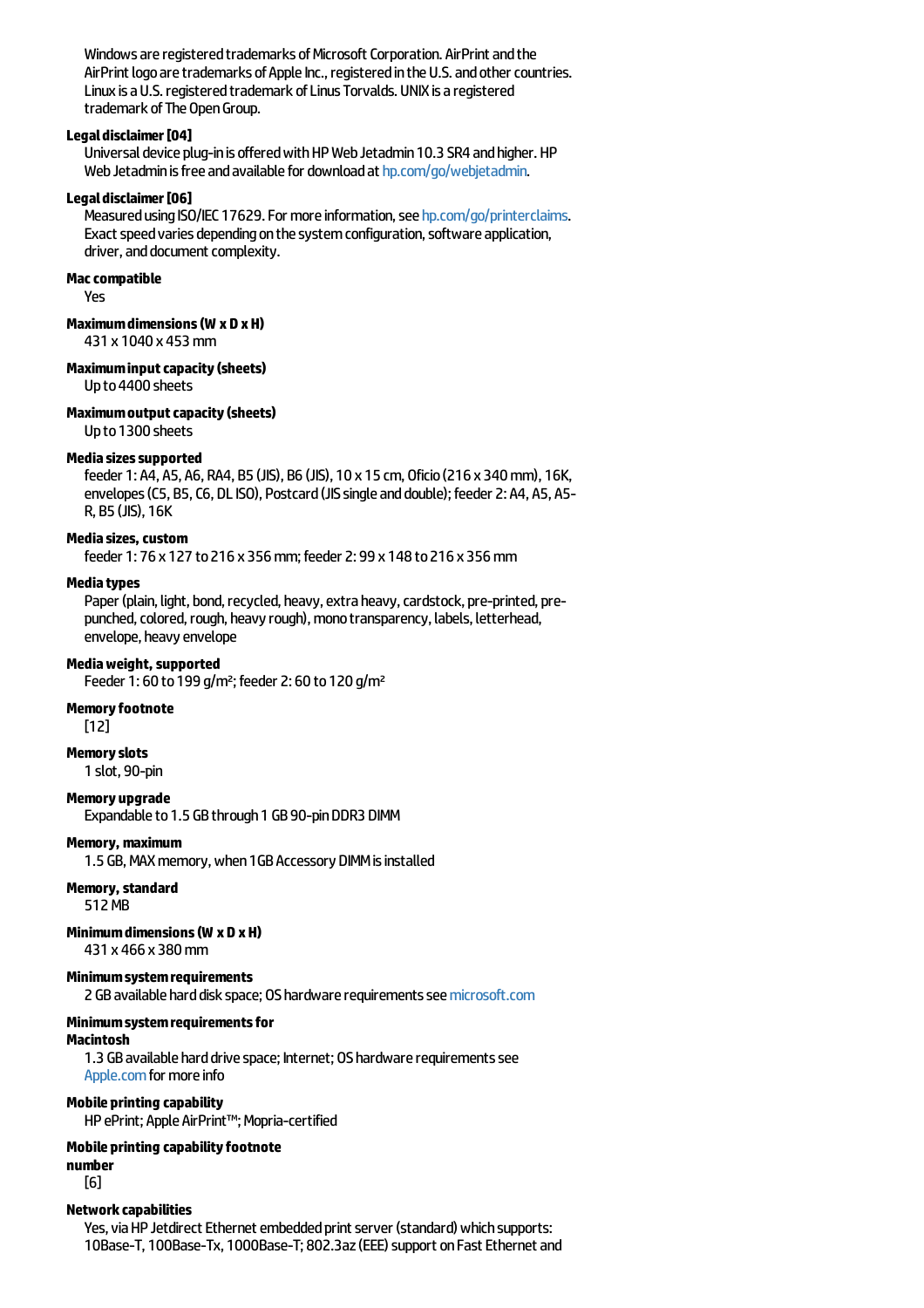Windows are registered trademarks of Microsoft Corporation. AirPrint and the AirPrint logo are trademarks of Apple Inc., registered in the U.S. and other countries. Linux is a U.S. registered trademark of Linus Torvalds. UNIX is a registered trademark of The Open Group.

**Legal disclaimer [04]**

Universal device plug-in is offered with HP Web Jetadmin 10.3 SR4 and higher. HP Web Jetadmin is free and available for download at hp.com/go/webjetadmin.

**Legal disclaimer [06]**

Measured using ISO/IEC 17629. For more information, see hp.com/go/printerclaims. Exact speed varies depending on the system configuration, software application, driver, and document complexity.

**Mac compatible**

Yes

**Maximum dimensions (W x D x H)**

431 x 1040 x 453 mm

**Maximum input capacity (sheets)**

Up to 4400 sheets

**Maximum output capacity (sheets)**

Up to 1300 sheets

**Media sizes supported**

feeder 1: A4, A5, A6, RA4, B5 (JIS), B6 (JIS), 10 x 15 cm, Oficio (216 x 340 mm), 16K, envelopes (C5, B5, C6, DL ISO), Postcard (JIS single and double); feeder 2: A4, A5, A5-R, B5 (JIS), 16K

**Media sizes, custom**

feeder 1: 76 x 127 to 216 x 356 mm; feeder 2: 99 x 148 to 216 x 356 mm

**Media types**

Paper (plain, light, bond, recycled, heavy, extra heavy, cardstock, pre-printed, pre-punched, colored, rough, heavy rough), mono transparency, labels, letterhead, envelope, heavy envelope

**Media weight, supported**

Feeder 1: 60 to 199 g/m²; feeder 2: 60 to 120 g/m²

**Memory footnote**

[12]

**Memory slots**

1 slot, 90-pin

**Memory upgrade**

Expandable to 1.5 GB through 1 GB 90-pin DDR3 DIMM

**Memory, maximum**

1.5 GB, MAX memory, when 1GB Accessory DIMM is installed

**Memory, standard**

512 MB

**Minimum dimensions (W x D x H)**

431 x 466 x 380 mm

**Minimum system requirements**

2 GB available hard disk space; OS hardware requirements see microsoft.com

**Minimum system requirements for Macintosh**

1.3 GB available hard drive space; Internet; OS hardware requirements see Apple.com for more info

**Mobile printing capability**

HP ePrint; Apple AirPrint™; Mopria-certified

**Mobile printing capability footnote number**

[6]

**Network capabilities**

Yes, via HP Jetdirect Ethernet embedded print server (standard) which supports: 10Base-T, 100Base-Tx, 1000Base-T; 802.3az (EEE) support on Fast Ethernet and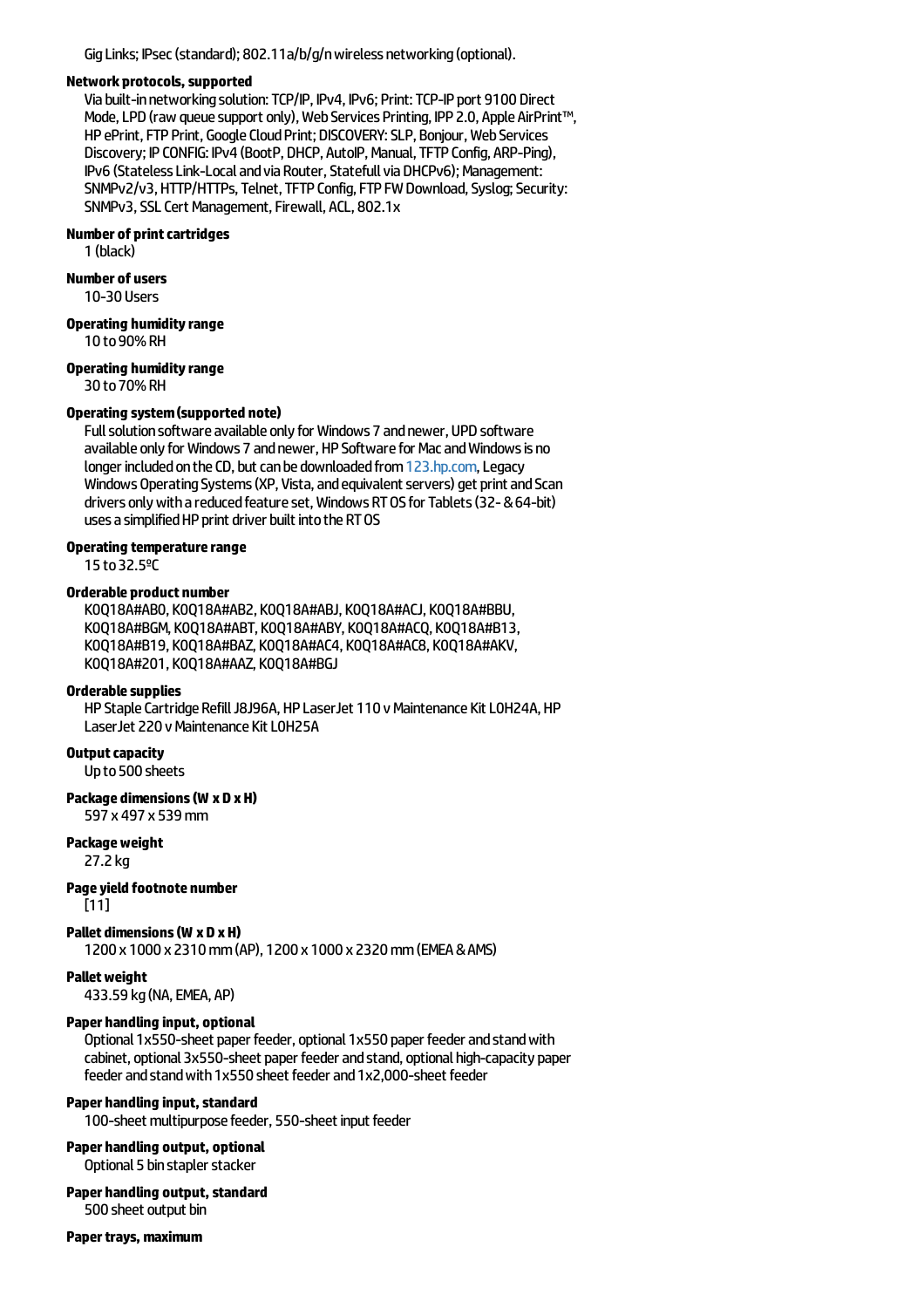Gig Links; IPsec (standard); 802.11a/b/g/n wireless networking (optional).

**Network protocols, supported**
Via built-in networking solution: TCP/IP, IPv4, IPv6; Print: TCP-IP port 9100 Direct Mode, LPD (raw queue support only), Web Services Printing, IPP 2.0, Apple AirPrint™, HP ePrint, FTP Print, Google Cloud Print; DISCOVERY: SLP, Bonjour, Web Services Discovery; IP CONFIG: IPv4 (BootP, DHCP, AutoIP, Manual, TFTP Config, ARP-Ping), IPv6 (Stateless Link-Local and via Router, Statefull via DHCPv6); Management: SNMPv2/v3, HTTP/HTTPs, Telnet, TFTP Config, FTP FW Download, Syslog; Security: SNMPv3, SSL Cert Management, Firewall, ACL, 802.1x

**Number of print cartridges**
1 (black)

**Number of users**
10-30 Users

**Operating humidity range**
10 to 90% RH

**Operating humidity range**
30 to 70% RH

**Operating system (supported note)**
Full solution software available only for Windows 7 and newer, UPD software available only for Windows 7 and newer, HP Software for Mac and Windows is no longer included on the CD, but can be downloaded from 123.hp.com, Legacy Windows Operating Systems (XP, Vista, and equivalent servers) get print and Scan drivers only with a reduced feature set, Windows RT OS for Tablets (32- & 64-bit) uses a simplified HP print driver built into the RT OS

**Operating temperature range**
15 to 32.5ºC

**Orderable product number**
K0Q18A#AB0, K0Q18A#AB2, K0Q18A#ABJ, K0Q18A#ACJ, K0Q18A#BBU, K0Q18A#BGM, K0Q18A#ABT, K0Q18A#ABY, K0Q18A#ACQ, K0Q18A#B13, K0Q18A#B19, K0Q18A#BAZ, K0Q18A#AC4, K0Q18A#AC8, K0Q18A#AKV, K0Q18A#201, K0Q18A#AAZ, K0Q18A#BGJ

**Orderable supplies**
HP Staple Cartridge Refill J8J96A, HP LaserJet 110 v Maintenance Kit L0H24A, HP LaserJet 220 v Maintenance Kit L0H25A

**Output capacity**
Up to 500 sheets

**Package dimensions (W x D x H)**
597 x 497 x 539 mm

**Package weight**
27.2 kg

**Page yield footnote number**
[11]

**Pallet dimensions (W x D x H)**
1200 x 1000 x 2310 mm (AP), 1200 x 1000 x 2320 mm (EMEA & AMS)

**Pallet weight**
433.59 kg (NA, EMEA, AP)

**Paper handling input, optional**
Optional 1x550-sheet paper feeder, optional 1x550 paper feeder and stand with cabinet, optional 3x550-sheet paper feeder and stand, optional high-capacity paper feeder and stand with 1x550 sheet feeder and 1x2,000-sheet feeder

**Paper handling input, standard**
100-sheet multipurpose feeder, 550-sheet input feeder

**Paper handling output, optional**
Optional 5 bin stapler stacker

**Paper handling output, standard**
500 sheet output bin

**Paper trays, maximum**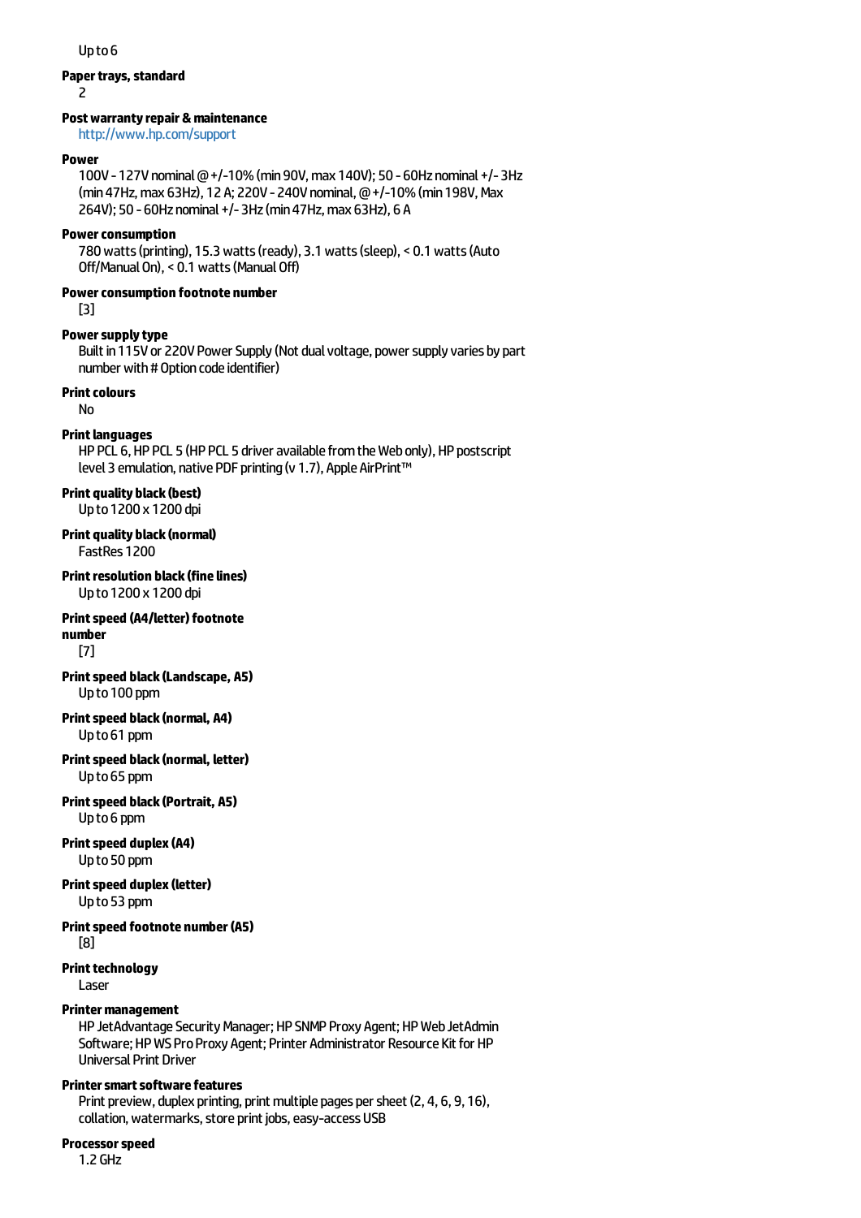Up to 6

**Paper trays, standard**

2

**Post warranty repair & maintenance**

http://www.hp.com/support

**Power**

100V - 127V nominal @ +/-10% (min 90V, max 140V); 50 - 60Hz nominal +/- 3Hz (min 47Hz, max 63Hz), 12 A; 220V - 240V nominal, @ +/-10% (min 198V, Max 264V); 50 - 60Hz nominal +/- 3Hz (min 47Hz, max 63Hz), 6 A

**Power consumption**

780 watts (printing), 15.3 watts (ready), 3.1 watts (sleep), < 0.1 watts (Auto Off/Manual On), < 0.1 watts (Manual Off)

**Power consumption footnote number**

[3]

**Power supply type**

Built in 115V or 220V Power Supply (Not dual voltage, power supply varies by part number with # Option code identifier)

**Print colours**

No

**Print languages**

HP PCL 6, HP PCL 5 (HP PCL 5 driver available from the Web only), HP postscript level 3 emulation, native PDF printing (v 1.7), Apple AirPrint™

**Print quality black (best)**

Up to 1200 x 1200 dpi

**Print quality black (normal)**

FastRes 1200

**Print resolution black (fine lines)**

Up to 1200 x 1200 dpi

**Print speed (A4/letter) footnote number**

[7]

**Print speed black (Landscape, A5)**

Up to 100 ppm

**Print speed black (normal, A4)**

Up to 61 ppm

**Print speed black (normal, letter)**

Up to 65 ppm

**Print speed black (Portrait, A5)**

Up to 6 ppm

**Print speed duplex (A4)**

Up to 50 ppm

**Print speed duplex (letter)**

Up to 53 ppm

**Print speed footnote number (A5)**

[8]

**Print technology**

Laser

**Printer management**

HP JetAdvantage Security Manager; HP SNMP Proxy Agent; HP Web JetAdmin Software; HP WS Pro Proxy Agent; Printer Administrator Resource Kit for HP Universal Print Driver

**Printer smart software features**

Print preview, duplex printing, print multiple pages per sheet (2, 4, 6, 9, 16), collation, watermarks, store print jobs, easy-access USB

**Processor speed**

1.2 GHz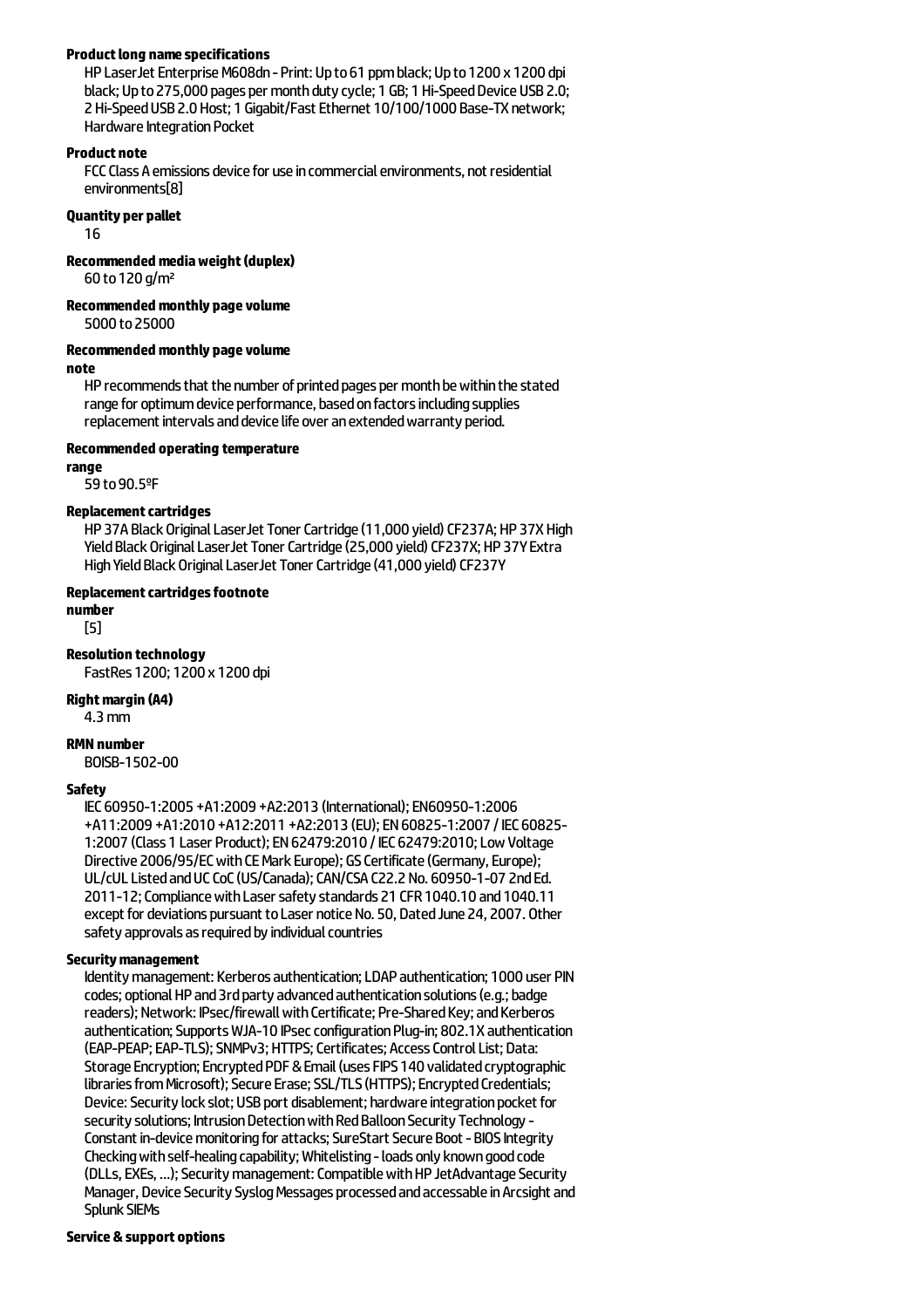**Product long name specifications**

HP LaserJet Enterprise M608dn - Print: Up to 61 ppm black; Up to 1200 x 1200 dpi black; Up to 275,000 pages per month duty cycle; 1 GB; 1 Hi-Speed Device USB 2.0; 2 Hi-Speed USB 2.0 Host; 1 Gigabit/Fast Ethernet 10/100/1000 Base-TX network; Hardware Integration Pocket

**Product note**

FCC Class A emissions device for use in commercial environments, not residential environments[8]

**Quantity per pallet**

16

**Recommended media weight (duplex)**

60 to 120 g/m²

**Recommended monthly page volume**

5000 to 25000

**Recommended monthly page volume note**

HP recommends that the number of printed pages per month be within the stated range for optimum device performance, based on factors including supplies replacement intervals and device life over an extended warranty period.

**Recommended operating temperature range**

59 to 90.5ºF

**Replacement cartridges**

HP 37A Black Original LaserJet Toner Cartridge (11,000 yield) CF237A; HP 37X High Yield Black Original LaserJet Toner Cartridge (25,000 yield) CF237X; HP 37Y Extra High Yield Black Original LaserJet Toner Cartridge (41,000 yield) CF237Y

**Replacement cartridges footnote number**

[5]

**Resolution technology**

FastRes 1200; 1200 x 1200 dpi

**Right margin (A4)**

4.3 mm

**RMN number**

BOISB-1502-00

**Safety**

IEC 60950-1:2005 +A1:2009 +A2:2013 (International); EN60950-1:2006 +A11:2009 +A1:2010 +A12:2011 +A2:2013 (EU); EN 60825-1:2007 / IEC 60825-1:2007 (Class 1 Laser Product); EN 62479:2010 / IEC 62479:2010; Low Voltage Directive 2006/95/EC with CE Mark Europe); GS Certificate (Germany, Europe); UL/cUL Listed and UC CoC (US/Canada); CAN/CSA C22.2 No. 60950-1-07 2nd Ed. 2011-12; Compliance with Laser safety standards 21 CFR 1040.10 and 1040.11 except for deviations pursuant to Laser notice No. 50, Dated June 24, 2007. Other safety approvals as required by individual countries

**Security management**

Identity management: Kerberos authentication; LDAP authentication; 1000 user PIN codes; optional HP and 3rd party advanced authentication solutions (e.g.; badge readers); Network: IPsec/firewall with Certificate; Pre-Shared Key; and Kerberos authentication; Supports WJA-10 IPsec configuration Plug-in; 802.1X authentication (EAP-PEAP; EAP-TLS); SNMPv3; HTTPS; Certificates; Access Control List; Data: Storage Encryption; Encrypted PDF & Email (uses FIPS 140 validated cryptographic libraries from Microsoft); Secure Erase; SSL/TLS (HTTPS); Encrypted Credentials; Device: Security lock slot; USB port disablement; hardware integration pocket for security solutions; Intrusion Detection with Red Balloon Security Technology - Constant in-device monitoring for attacks; SureStart Secure Boot - BIOS Integrity Checking with self-healing capability; Whitelisting - loads only known good code (DLLs, EXEs, ...); Security management: Compatible with HP JetAdvantage Security Manager, Device Security Syslog Messages processed and accessable in Arcsight and Splunk SIEMs

**Service & support options**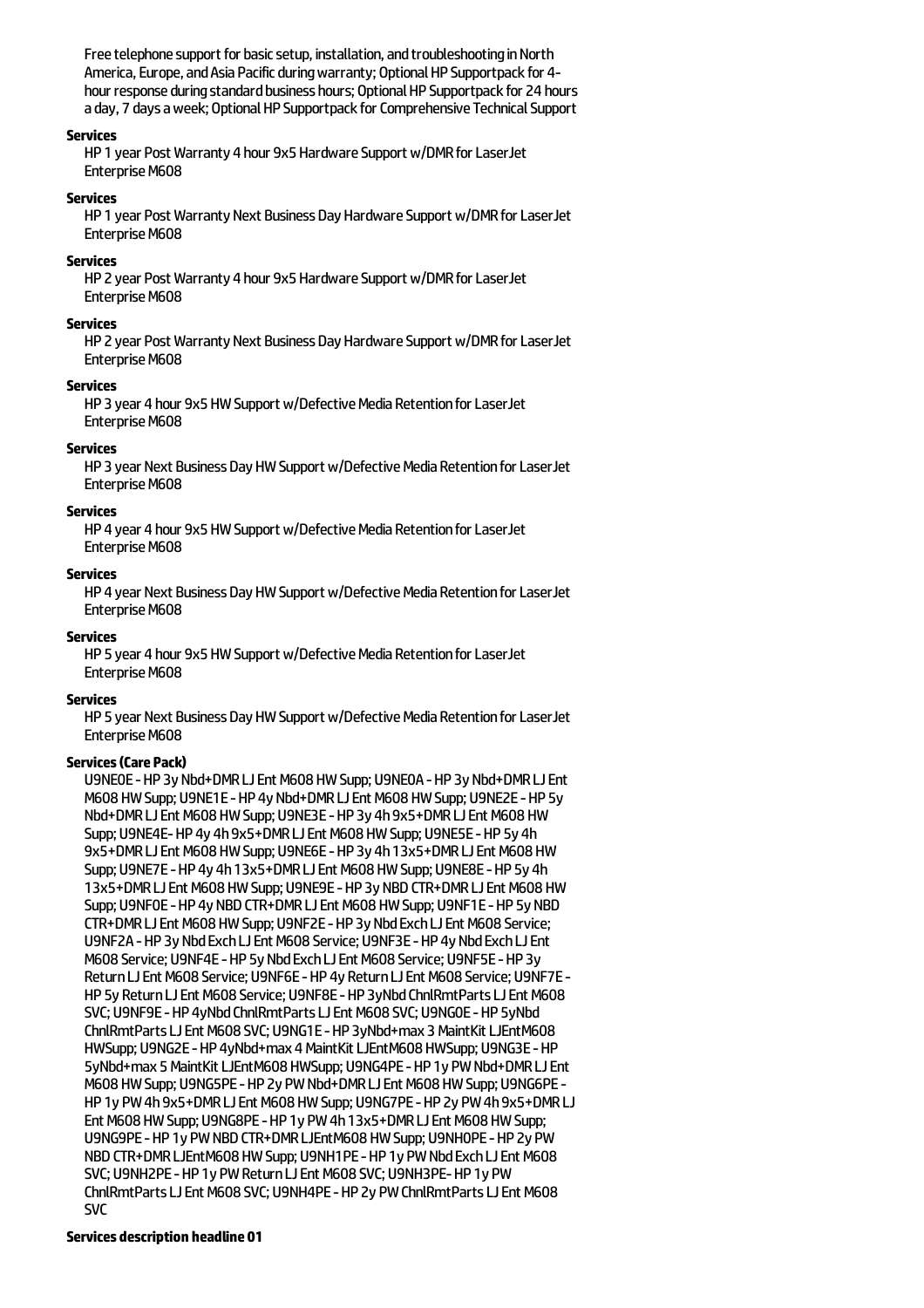Free telephone support for basic setup, installation, and troubleshooting in North America, Europe, and Asia Pacific during warranty; Optional HP Supportpack for 4-hour response during standard business hours; Optional HP Supportpack for 24 hours a day, 7 days a week; Optional HP Supportpack for Comprehensive Technical Support

**Services**

HP 1 year Post Warranty 4 hour 9x5 Hardware Support w/DMR for LaserJet Enterprise M608

**Services**

HP 1 year Post Warranty Next Business Day Hardware Support w/DMR for LaserJet Enterprise M608

**Services**

HP 2 year Post Warranty 4 hour 9x5 Hardware Support w/DMR for LaserJet Enterprise M608

**Services**

HP 2 year Post Warranty Next Business Day Hardware Support w/DMR for LaserJet Enterprise M608

**Services**

HP 3 year 4 hour 9x5 HW Support w/Defective Media Retention for LaserJet Enterprise M608

**Services**

HP 3 year Next Business Day HW Support w/Defective Media Retention for LaserJet Enterprise M608

**Services**

HP 4 year 4 hour 9x5 HW Support w/Defective Media Retention for LaserJet Enterprise M608

**Services**

HP 4 year Next Business Day HW Support w/Defective Media Retention for LaserJet Enterprise M608

**Services**

HP 5 year 4 hour 9x5 HW Support w/Defective Media Retention for LaserJet Enterprise M608

**Services**

HP 5 year Next Business Day HW Support w/Defective Media Retention for LaserJet Enterprise M608

**Services (Care Pack)**

U9NE0E - HP 3y Nbd+DMR LJ Ent M608 HW Supp; U9NE0A - HP 3y Nbd+DMR LJ Ent M608 HW Supp; U9NE1E - HP 4y Nbd+DMR LJ Ent M608 HW Supp; U9NE2E - HP 5y Nbd+DMR LJ Ent M608 HW Supp; U9NE3E - HP 3y 4h 9x5+DMR LJ Ent M608 HW Supp; U9NE4E- HP 4y 4h 9x5+DMR LJ Ent M608 HW Supp; U9NE5E - HP 5y 4h 9x5+DMR LJ Ent M608 HW Supp; U9NE6E - HP 3y 4h 13x5+DMR LJ Ent M608 HW Supp; U9NE7E - HP 4y 4h 13x5+DMR LJ Ent M608 HW Supp; U9NE8E - HP 5y 4h 13x5+DMR LJ Ent M608 HW Supp; U9NE9E - HP 3y NBD CTR+DMR LJ Ent M608 HW Supp; U9NF0E - HP 4y NBD CTR+DMR LJ Ent M608 HW Supp; U9NF1E - HP 5y NBD CTR+DMR LJ Ent M608 HW Supp; U9NF2E - HP 3y Nbd Exch LJ Ent M608 Service; U9NF2A - HP 3y Nbd Exch LJ Ent M608 Service; U9NF3E - HP 4y Nbd Exch LJ Ent M608 Service; U9NF4E - HP 5y Nbd Exch LJ Ent M608 Service; U9NF5E - HP 3y Return LJ Ent M608 Service; U9NF6E - HP 4y Return LJ Ent M608 Service; U9NF7E - HP 5y Return LJ Ent M608 Service; U9NF8E - HP 3yNbd ChnlRmtParts LJ Ent M608 SVC; U9NF9E - HP 4yNbd ChnlRmtParts LJ Ent M608 SVC; U9NG0E - HP 5yNbd ChnlRmtParts LJ Ent M608 SVC; U9NG1E - HP 3yNbd+max 3 MaintKit LJEntM608 HWSupp; U9NG2E - HP 4yNbd+max 4 MaintKit LJEntM608 HWSupp; U9NG3E - HP 5yNbd+max 5 MaintKit LJEntM608 HWSupp; U9NG4PE - HP 1y PW Nbd+DMR LJ Ent M608 HW Supp; U9NG5PE - HP 2y PW Nbd+DMR LJ Ent M608 HW Supp; U9NG6PE - HP 1y PW 4h 9x5+DMR LJ Ent M608 HW Supp; U9NG7PE - HP 2y PW 4h 9x5+DMR LJ Ent M608 HW Supp; U9NG8PE - HP 1y PW 4h 13x5+DMR LJ Ent M608 HW Supp; U9NG9PE - HP 1y PW NBD CTR+DMR LJEntM608 HW Supp; U9NH0PE - HP 2y PW NBD CTR+DMR LJEntM608 HW Supp; U9NH1PE - HP 1y PW Nbd Exch LJ Ent M608 SVC; U9NH2PE - HP 1y PW Return LJ Ent M608 SVC; U9NH3PE- HP 1y PW ChnlRmtParts LJ Ent M608 SVC; U9NH4PE - HP 2y PW ChnlRmtParts LJ Ent M608 SVC

**Services description headline 01**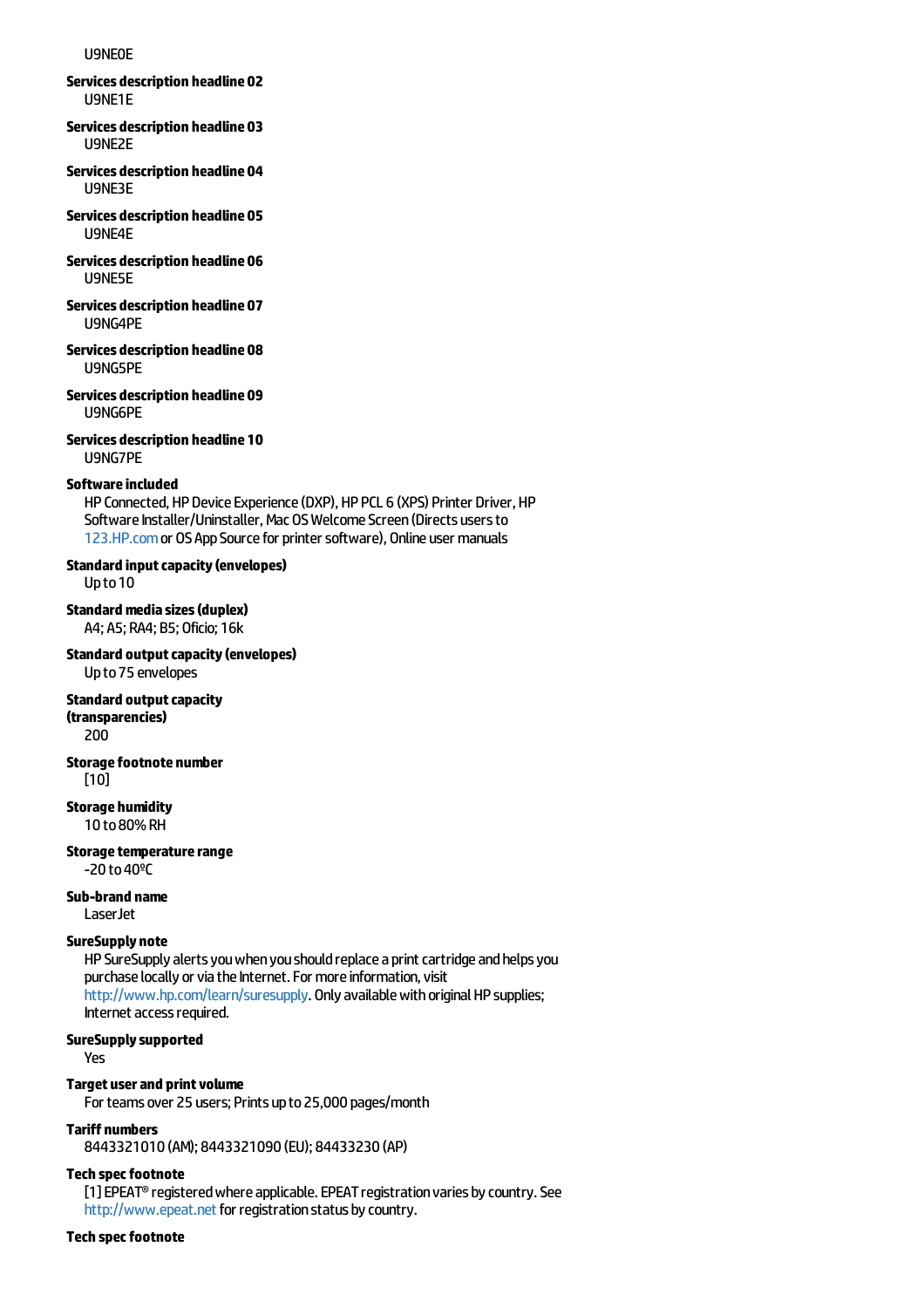U9NE0E

**Services description headline 02**
U9NE1E

**Services description headline 03**
U9NE2E

**Services description headline 04**
U9NE3E

**Services description headline 05**
U9NE4E

**Services description headline 06**
U9NE5E

**Services description headline 07**
U9NG4PE

**Services description headline 08**
U9NG5PE

**Services description headline 09**
U9NG6PE

**Services description headline 10**
U9NG7PE

**Software included**
HP Connected, HP Device Experience (DXP), HP PCL 6 (XPS) Printer Driver, HP Software Installer/Uninstaller, Mac OS Welcome Screen (Directs users to 123.HP.com or OS App Source for printer software), Online user manuals

**Standard input capacity (envelopes)**
Up to 10

**Standard media sizes (duplex)**
A4; A5; RA4; B5; Oficio; 16k

**Standard output capacity (envelopes)**
Up to 75 envelopes

**Standard output capacity (transparencies)**
200

**Storage footnote number**
[10]

**Storage humidity**
10 to 80% RH

**Storage temperature range**
-20 to 40ºC

**Sub-brand name**
LaserJet

**SureSupply note**
HP SureSupply alerts you when you should replace a print cartridge and helps you purchase locally or via the Internet. For more information, visit http://www.hp.com/learn/suresupply. Only available with original HP supplies; Internet access required.

**SureSupply supported**
Yes

**Target user and print volume**
For teams over 25 users; Prints up to 25,000 pages/month

**Tariff numbers**
8443321010 (AM); 8443321090 (EU); 84433230 (AP)

**Tech spec footnote**
[1] EPEAT® registered where applicable. EPEAT registration varies by country. See http://www.epeat.net for registration status by country.

**Tech spec footnote**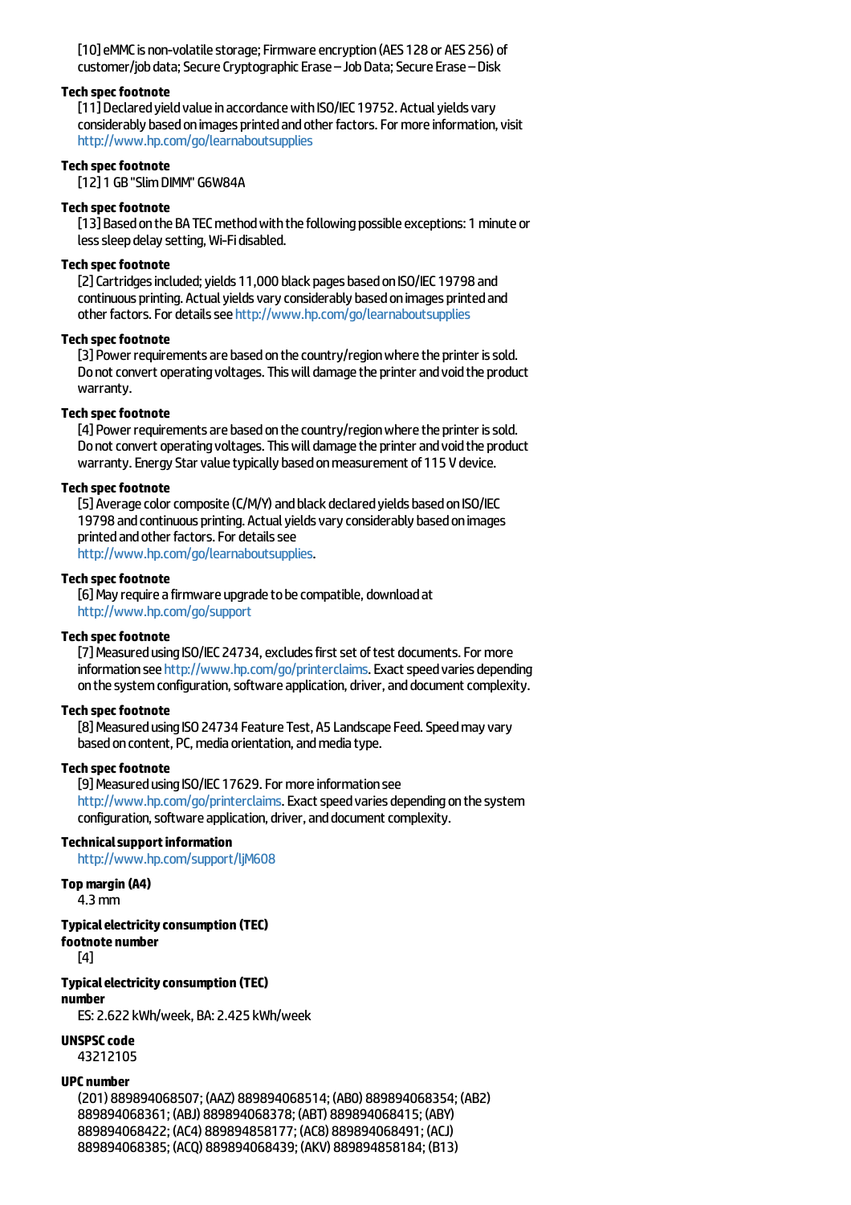[10] eMMC is non-volatile storage; Firmware encryption (AES 128 or AES 256) of customer/job data; Secure Cryptographic Erase – Job Data; Secure Erase – Disk

**Tech spec footnote**

[11] Declared yield value in accordance with ISO/IEC 19752. Actual yields vary considerably based on images printed and other factors. For more information, visit http://www.hp.com/go/learnaboutsupplies

**Tech spec footnote**

[12] 1 GB "Slim DIMM" G6W84A

**Tech spec footnote**

[13] Based on the BA TEC method with the following possible exceptions: 1 minute or less sleep delay setting, Wi-Fi disabled.

**Tech spec footnote**

[2] Cartridges included; yields 11,000 black pages based on ISO/IEC 19798 and continuous printing. Actual yields vary considerably based on images printed and other factors. For details see http://www.hp.com/go/learnaboutsupplies

**Tech spec footnote**

[3] Power requirements are based on the country/region where the printer is sold. Do not convert operating voltages. This will damage the printer and void the product warranty.

**Tech spec footnote**

[4] Power requirements are based on the country/region where the printer is sold. Do not convert operating voltages. This will damage the printer and void the product warranty. Energy Star value typically based on measurement of 115 V device.

**Tech spec footnote**

[5] Average color composite (C/M/Y) and black declared yields based on ISO/IEC 19798 and continuous printing. Actual yields vary considerably based on images printed and other factors. For details see http://www.hp.com/go/learnaboutsupplies.

**Tech spec footnote**

[6] May require a firmware upgrade to be compatible, download at http://www.hp.com/go/support

**Tech spec footnote**

[7] Measured using ISO/IEC 24734, excludes first set of test documents. For more information see http://www.hp.com/go/printerclaims. Exact speed varies depending on the system configuration, software application, driver, and document complexity.

**Tech spec footnote**

[8] Measured using ISO 24734 Feature Test, A5 Landscape Feed. Speed may vary based on content, PC, media orientation, and media type.

**Tech spec footnote**

[9] Measured using ISO/IEC 17629. For more information see http://www.hp.com/go/printerclaims. Exact speed varies depending on the system configuration, software application, driver, and document complexity.

**Technical support information**

http://www.hp.com/support/ljM608

**Top margin (A4)**

4.3 mm

**Typical electricity consumption (TEC) footnote number**

[4]

**Typical electricity consumption (TEC) number**

ES: 2.622 kWh/week, BA: 2.425 kWh/week

**UNSPSC code**

43212105

**UPC number**

(201) 889894068507; (AAZ) 889894068514; (AB0) 889894068354; (AB2) 889894068361; (ABJ) 889894068378; (ABT) 889894068415; (ABY) 889894068422; (AC4) 889894858177; (AC8) 889894068491; (ACJ) 889894068385; (ACQ) 889894068439; (AKV) 889894858184; (B13)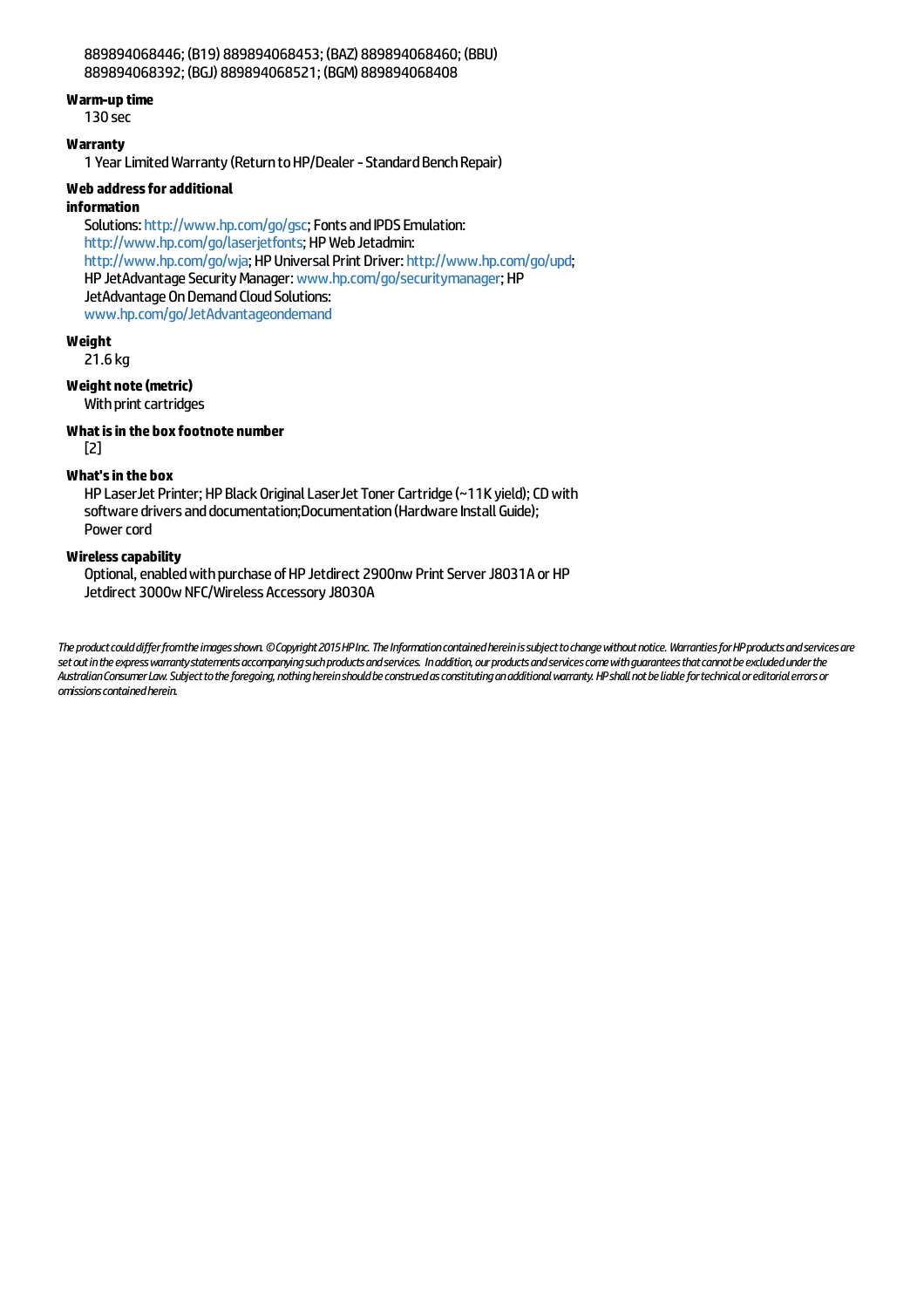889894068446; (B19) 889894068453; (BAZ) 889894068460; (BBU) 889894068392; (BGJ) 889894068521; (BGM) 889894068408

**Warm-up time**

130 sec

**Warranty**

1 Year Limited Warranty (Return to HP/Dealer - Standard Bench Repair)

**Web address for additional information**

Solutions: http://www.hp.com/go/gsc; Fonts and IPDS Emulation: http://www.hp.com/go/laserjetfonts; HP Web Jetadmin: http://www.hp.com/go/wja; HP Universal Print Driver: http://www.hp.com/go/upd; HP JetAdvantage Security Manager: www.hp.com/go/securitymanager; HP JetAdvantage On Demand Cloud Solutions: www.hp.com/go/JetAdvantageondemand

**Weight**

21.6 kg

**Weight note (metric)**

With print cartridges

**What is in the box footnote number**

[2]

**What's in the box**

HP LaserJet Printer; HP Black Original LaserJet Toner Cartridge (~11K yield); CD with software drivers and documentation;Documentation (Hardware Install Guide); Power cord

**Wireless capability**

Optional, enabled with purchase of HP Jetdirect 2900nw Print Server J8031A or HP Jetdirect 3000w NFC/Wireless Accessory J8030A

*The product could differ from the images shown. © Copyright 2015 HP Inc. The Information contained herein is subject to change without notice. Warranties for HP products and services are set out in the express warranty statements accompanying such products and services. In addition, our products and services come with guarantees that cannot be excluded under the Australian Consumer Law. Subject to the foregoing, nothing herein should be construed as constituting an additional warranty. HP shall not be liable for technical or editorial errors or omissions contained herein.*